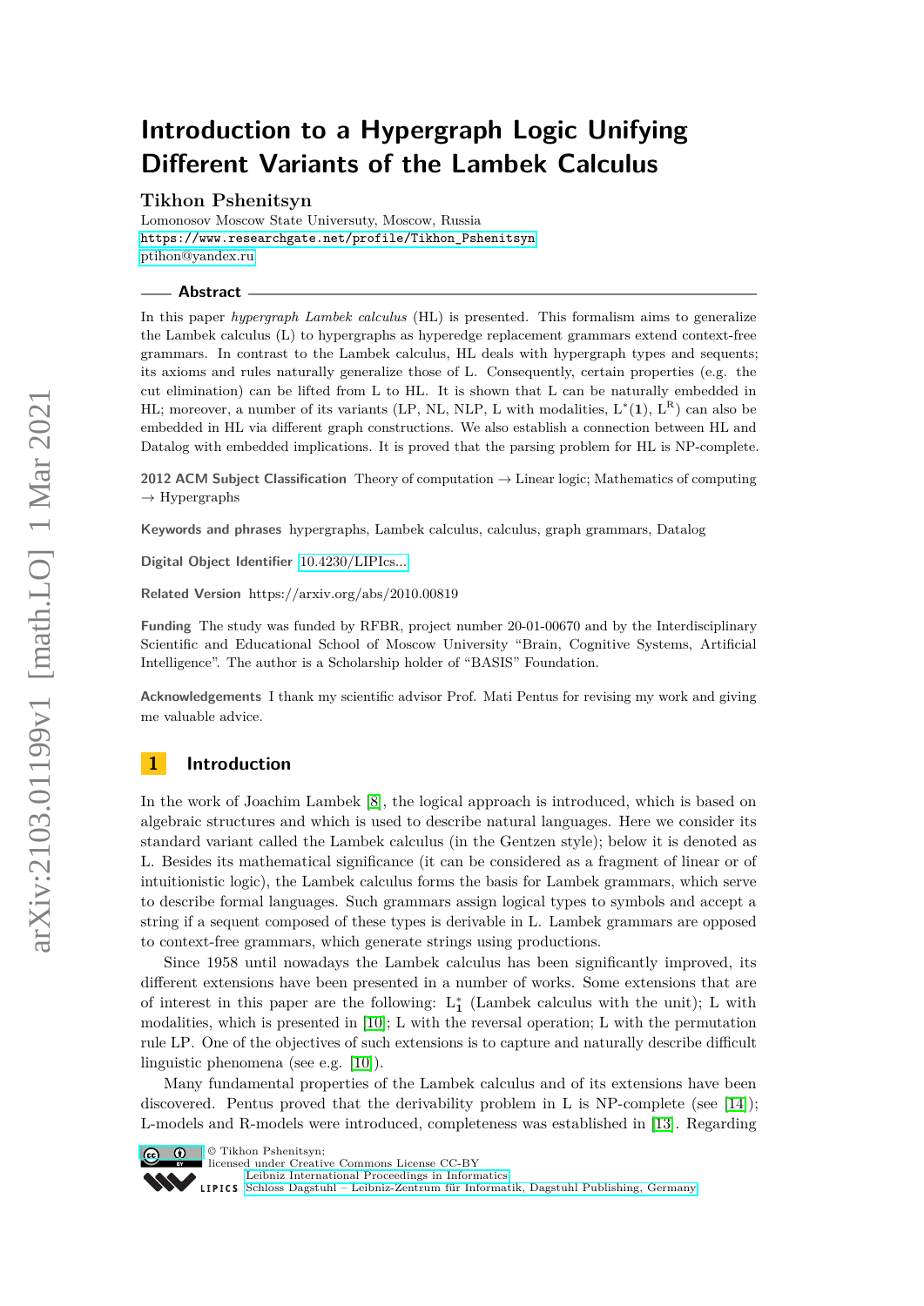# Introduction to a Hypergraph Logic Unifying Different Variants of the Lambek Calculus

**Tikhon Pshenitsyn**

Lomonosov Moscow State Universuty, Moscow, Russia
https://www.researchgate.net/profile/Tikhon_Pshenitsyn
ptihon@yandex.ru

## Abstract

In this paper *hypergraph Lambek calculus* (HL) is presented. This formalism aims to generalize the Lambek calculus (L) to hypergraphs as hyperedge replacement grammars extend context-free grammars. In contrast to the Lambek calculus, HL deals with hypergraph types and sequents; its axioms and rules naturally generalize those of L. Consequently, certain properties (e.g. the cut elimination) can be lifted from L to HL. It is shown that L can be naturally embedded in HL; moreover, a number of its variants (LP, NL, NLP, L with modalities, $L^*(\mathbf{1})$, $L^R$) can also be embedded in HL via different graph constructions. We also establish a connection between HL and Datalog with embedded implications. It is proved that the parsing problem for HL is NP-complete.

**2012 ACM Subject Classification** Theory of computation → Linear logic; Mathematics of computing → Hypergraphs

**Keywords and phrases** hypergraphs, Lambek calculus, calculus, graph grammars, Datalog

**Digital Object Identifier** 10.4230/LIPIcs...

**Related Version** https://arxiv.org/abs/2010.00819

**Funding** The study was funded by RFBR, project number 20-01-00670 and by the Interdisciplinary Scientific and Educational School of Moscow University "Brain, Cognitive Systems, Artificial Intelligence". The author is a Scholarship holder of "BASIS" Foundation.

**Acknowledgements** I thank my scientific advisor Prof. Mati Pentus for revising my work and giving me valuable advice.

## 1 Introduction

In the work of Joachim Lambek [8], the logical approach is introduced, which is based on algebraic structures and which is used to describe natural languages. Here we consider its standard variant called the Lambek calculus (in the Gentzen style); below it is denoted as L. Besides its mathematical significance (it can be considered as a fragment of linear or of intuitionistic logic), the Lambek calculus forms the basis for Lambek grammars, which serve to describe formal languages. Such grammars assign logical types to symbols and accept a string if a sequent composed of these types is derivable in L. Lambek grammars are opposed to context-free grammars, which generate strings using productions.

Since 1958 until nowadays the Lambek calculus has been significantly improved, its different extensions have been presented in a number of works. Some extensions that are of interest in this paper are the following: $L^*_{\mathbf{1}}$ (Lambek calculus with the unit); L with modalities, which is presented in [10]; L with the reversal operation; L with the permutation rule LP. One of the objectives of such extensions is to capture and naturally describe difficult linguistic phenomena (see e.g. [10]).

Many fundamental properties of the Lambek calculus and of its extensions have been discovered. Pentus proved that the derivability problem in L is NP-complete (see [14]); L-models and R-models were introduced, completeness was established in [13]. Regarding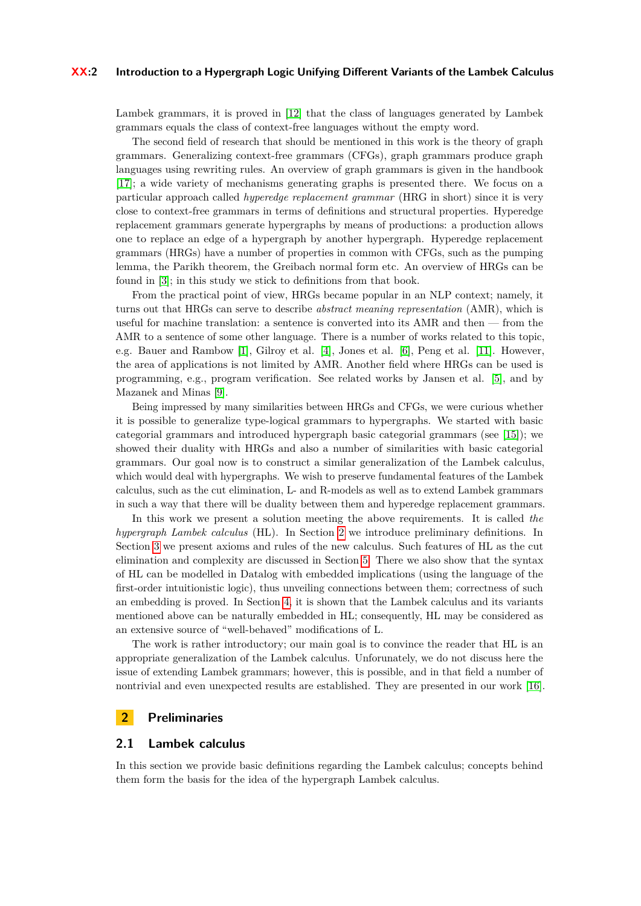Lambek grammars, it is proved in [12] that the class of languages generated by Lambek grammars equals the class of context-free languages without the empty word.

The second field of research that should be mentioned in this work is the theory of graph grammars. Generalizing context-free grammars (CFGs), graph grammars produce graph languages using rewriting rules. An overview of graph grammars is given in the handbook [17]; a wide variety of mechanisms generating graphs is presented there. We focus on a particular approach called *hyperedge replacement grammar* (HRG in short) since it is very close to context-free grammars in terms of definitions and structural properties. Hyperedge replacement grammars generate hypergraphs by means of productions: a production allows one to replace an edge of a hypergraph by another hypergraph. Hyperedge replacement grammars (HRGs) have a number of properties in common with CFGs, such as the pumping lemma, the Parikh theorem, the Greibach normal form etc. An overview of HRGs can be found in [3]; in this study we stick to definitions from that book.

From the practical point of view, HRGs became popular in an NLP context; namely, it turns out that HRGs can serve to describe *abstract meaning representation* (AMR), which is useful for machine translation: a sentence is converted into its AMR and then — from the AMR to a sentence of some other language. There is a number of works related to this topic, e.g. Bauer and Rambow [1], Gilroy et al. [4], Jones et al. [6], Peng et al. [11]. However, the area of applications is not limited by AMR. Another field where HRGs can be used is programming, e.g., program verification. See related works by Jansen et al. [5], and by Mazanek and Minas [9].

Being impressed by many similarities between HRGs and CFGs, we were curious whether it is possible to generalize type-logical grammars to hypergraphs. We started with basic categorial grammars and introduced hypergraph basic categorial grammars (see [15]); we showed their duality with HRGs and also a number of similarities with basic categorial grammars. Our goal now is to construct a similar generalization of the Lambek calculus, which would deal with hypergraphs. We wish to preserve fundamental features of the Lambek calculus, such as the cut elimination, L- and R-models as well as to extend Lambek grammars in such a way that there will be duality between them and hyperedge replacement grammars.

In this work we present a solution meeting the above requirements. It is called *the hypergraph Lambek calculus* (HL). In Section 2 we introduce preliminary definitions. In Section 3 we present axioms and rules of the new calculus. Such features of HL as the cut elimination and complexity are discussed in Section 5. There we also show that the syntax of HL can be modelled in Datalog with embedded implications (using the language of the first-order intuitionistic logic), thus unveiling connections between them; correctness of such an embedding is proved. In Section 4, it is shown that the Lambek calculus and its variants mentioned above can be naturally embedded in HL; consequently, HL may be considered as an extensive source of "well-behaved" modifications of L.

The work is rather introductory; our main goal is to convince the reader that HL is an appropriate generalization of the Lambek calculus. Unforunately, we do not discuss here the issue of extending Lambek grammars; however, this is possible, and in that field a number of nontrivial and even unexpected results are established. They are presented in our work [16].

## 2 Preliminaries

### 2.1 Lambek calculus

In this section we provide basic definitions regarding the Lambek calculus; concepts behind them form the basis for the idea of the hypergraph Lambek calculus.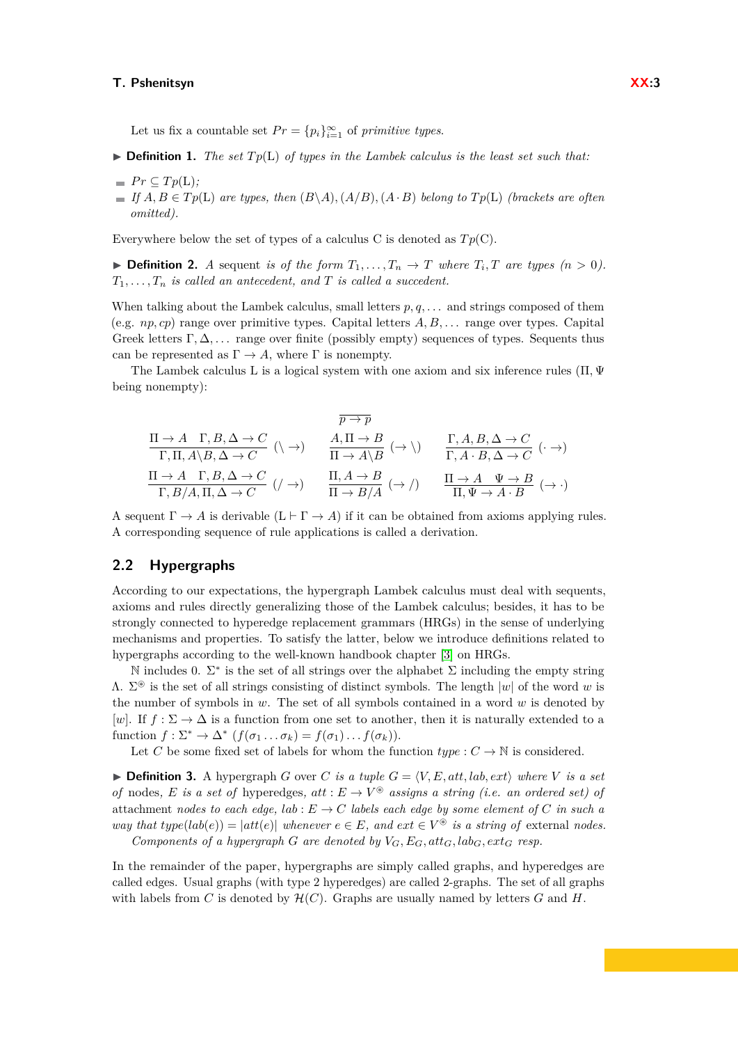Let us fix a countable set $Pr = \{p_i\}_{i=1}^{\infty}$ of *primitive types*.

▶ **Definition 1.** *The set $Tp(\mathrm{L})$ of types in the Lambek calculus is the least set such that:*

- $Pr \subseteq Tp(\mathrm{L})$*;*
- *If $A, B \in Tp(\mathrm{L})$ are types, then $(B\backslash A), (A/B), (A \cdot B)$ belong to $Tp(\mathrm{L})$ (brackets are often omitted).*

Everywhere below the set of types of a calculus C is denoted as $Tp(\mathrm{C})$.

▶ **Definition 2.** *A* sequent *is of the form $T_1, \dots, T_n \to T$ where $T_i, T$ are types ($n > 0$). $T_1, \dots, T_n$ is called an antecedent, and $T$ is called a succedent.*

When talking about the Lambek calculus, small letters $p, q, \dots$ and strings composed of them (e.g. $np, cp$) range over primitive types. Capital letters $A, B, \dots$ range over types. Capital Greek letters $\Gamma, \Delta, \dots$ range over finite (possibly empty) sequences of types. Sequents thus can be represented as $\Gamma \to A$, where $\Gamma$ is nonempty.

The Lambek calculus L is a logical system with one axiom and six inference rules ($\Pi, \Psi$ being nonempty):

$$\overline{p \to p}$$

$$\frac{\Pi \to A \quad \Gamma, B, \Delta \to C}{\Gamma, \Pi, A\backslash B, \Delta \to C}\ (\backslash \to) \qquad \frac{A, \Pi \to B}{\Pi \to A\backslash B}\ (\to \backslash) \qquad \frac{\Gamma, A, B, \Delta \to C}{\Gamma, A \cdot B, \Delta \to C}\ (\cdot \to)$$

$$\frac{\Pi \to A \quad \Gamma, B, \Delta \to C}{\Gamma, B/A, \Pi, \Delta \to C}\ (/ \to) \qquad \frac{\Pi, A \to B}{\Pi \to B/A}\ (\to /) \qquad \frac{\Pi \to A \quad \Psi \to B}{\Pi, \Psi \to A \cdot B}\ (\to \cdot)$$

A sequent $\Gamma \to A$ is derivable ($\mathrm{L} \vdash \Gamma \to A$) if it can be obtained from axioms applying rules. A corresponding sequence of rule applications is called a derivation.

## 2.2 Hypergraphs

According to our expectations, the hypergraph Lambek calculus must deal with sequents, axioms and rules directly generalizing those of the Lambek calculus; besides, it has to be strongly connected to hyperedge replacement grammars (HRGs) in the sense of underlying mechanisms and properties. To satisfy the latter, below we introduce definitions related to hypergraphs according to the well-known handbook chapter [3] on HRGs.

$\mathbb{N}$ includes 0. $\Sigma^*$ is the set of all strings over the alphabet $\Sigma$ including the empty string $\Lambda$. $\Sigma^{\circledast}$ is the set of all strings consisting of distinct symbols. The length $|w|$ of the word $w$ is the number of symbols in $w$. The set of all symbols contained in a word $w$ is denoted by $[w]$. If $f : \Sigma \to \Delta$ is a function from one set to another, then it is naturally extended to a function $f : \Sigma^* \to \Delta^*$ ($f(\sigma_1 \dots \sigma_k) = f(\sigma_1) \dots f(\sigma_k)$).

Let $C$ be some fixed set of labels for whom the function $type : C \to \mathbb{N}$ is considered.

▶ **Definition 3.** A hypergraph $G$ over $C$ *is a tuple $G = \langle V, E, att, lab, ext \rangle$ where $V$ is a set of* nodes*, $E$ is a set of* hyperedges*, $att : E \to V^{\circledast}$ assigns a string (i.e. an ordered set) of* attachment *nodes to each edge, $lab : E \to C$ labels each edge by some element of $C$ in such a way that $type(lab(e)) = |att(e)|$ whenever $e \in E$, and $ext \in V^{\circledast}$ is a string of* external *nodes.*

*Components of a hypergraph $G$ are denoted by $V_G, E_G, att_G, lab_G, ext_G$ resp.*

In the remainder of the paper, hypergraphs are simply called graphs, and hyperedges are called edges. Usual graphs (with type 2 hyperedges) are called 2-graphs. The set of all graphs with labels from $C$ is denoted by $\mathcal{H}(C)$. Graphs are usually named by letters $G$ and $H$.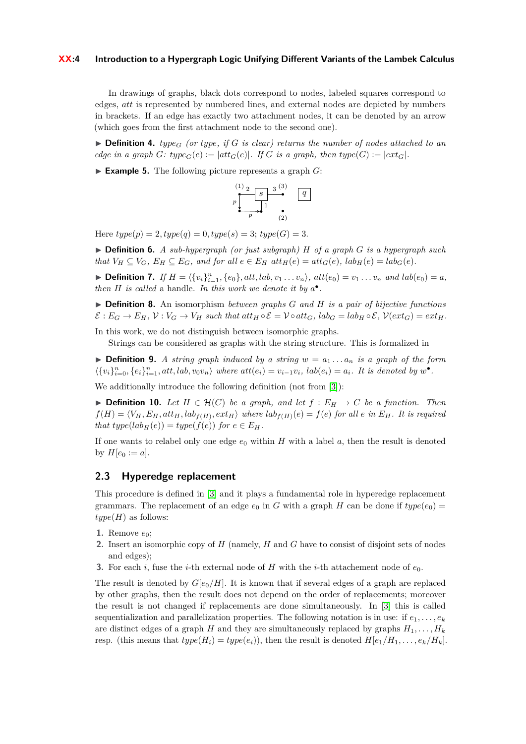In drawings of graphs, black dots correspond to nodes, labeled squares correspond to edges, $att$ is represented by numbered lines, and external nodes are depicted by numbers in brackets. If an edge has exactly two attachment nodes, it can be denoted by an arrow (which goes from the first attachment node to the second one).

▶ **Definition 4.** *$type_G$ (or type, if $G$ is clear) returns the number of nodes attached to an edge in a graph $G$: $type_G(e) := |att_G(e)|$. If $G$ is a graph, then $type(G) := |ext_G|$.*

▶ **Example 5.** The following picture represents a graph $G$:

Here $type(p) = 2, type(q) = 0, type(s) = 3$; $type(G) = 3$.

▶ **Definition 6.** *A sub-hypergraph (or just subgraph) $H$ of a graph $G$ is a hypergraph such that $V_H \subseteq V_G$, $E_H \subseteq E_G$, and for all $e \in E_H$ $att_H(e) = att_G(e)$, $lab_H(e) = lab_G(e)$.*

▶ **Definition 7.** *If $H = \langle \{v_i\}_{i=1}^n, \{e_0\}, att, lab, v_1 \dots v_n \rangle$, $att(e_0) = v_1 \dots v_n$ and $lab(e_0) = a$, then $H$ is called* a handle. *In this work we denote it by $a^\bullet$.*

▶ **Definition 8.** An isomorphism *between graphs $G$ and $H$ is a pair of bijective functions $\mathcal{E} : E_G \to E_H$, $\mathcal{V} : V_G \to V_H$ such that $att_H \circ \mathcal{E} = \mathcal{V} \circ att_G$, $lab_G = lab_H \circ \mathcal{E}$, $\mathcal{V}(ext_G) = ext_H$.*

In this work, we do not distinguish between isomorphic graphs.

Strings can be considered as graphs with the string structure. This is formalized in

▶ **Definition 9.** *A string graph induced by a string $w = a_1 \dots a_n$ is a graph of the form $\langle \{v_i\}_{i=0}^n, \{e_i\}_{i=1}^n, att, lab, v_0 v_n \rangle$ where $att(e_i) = v_{i-1} v_i$, $lab(e_i) = a_i$. It is denoted by $w^\bullet$.*

We additionally introduce the following definition (not from [3]):

▶ **Definition 10.** *Let $H \in \mathcal{H}(C)$ be a graph, and let $f : E_H \to C$ be a function. Then $f(H) = \langle V_H, E_H, att_H, lab_{f(H)}, ext_H \rangle$ where $lab_{f(H)}(e) = f(e)$ for all $e$ in $E_H$. It is required that $type(lab_H(e)) = type(f(e))$ for $e \in E_H$.*

If one wants to relabel only one edge $e_0$ within $H$ with a label $a$, then the result is denoted by $H[e_0 := a]$.

## 2.3 Hyperedge replacement

This procedure is defined in [3] and it plays a fundamental role in hyperedge replacement grammars. The replacement of an edge $e_0$ in $G$ with a graph $H$ can be done if $type(e_0) = type(H)$ as follows:

1. Remove $e_0$;
2. Insert an isomorphic copy of $H$ (namely, $H$ and $G$ have to consist of disjoint sets of nodes and edges);
3. For each $i$, fuse the $i$-th external node of $H$ with the $i$-th attachement node of $e_0$.

The result is denoted by $G[e_0/H]$. It is known that if several edges of a graph are replaced by other graphs, then the result does not depend on the order of replacements; moreover the result is not changed if replacements are done simultaneously. In [3] this is called sequentialization and parallelization properties. The following notation is in use: if $e_1, \dots, e_k$ are distinct edges of a graph $H$ and they are simultaneously replaced by graphs $H_1, \dots, H_k$ resp. (this means that $type(H_i) = type(e_i)$), then the result is denoted $H[e_1/H_1, \dots, e_k/H_k]$.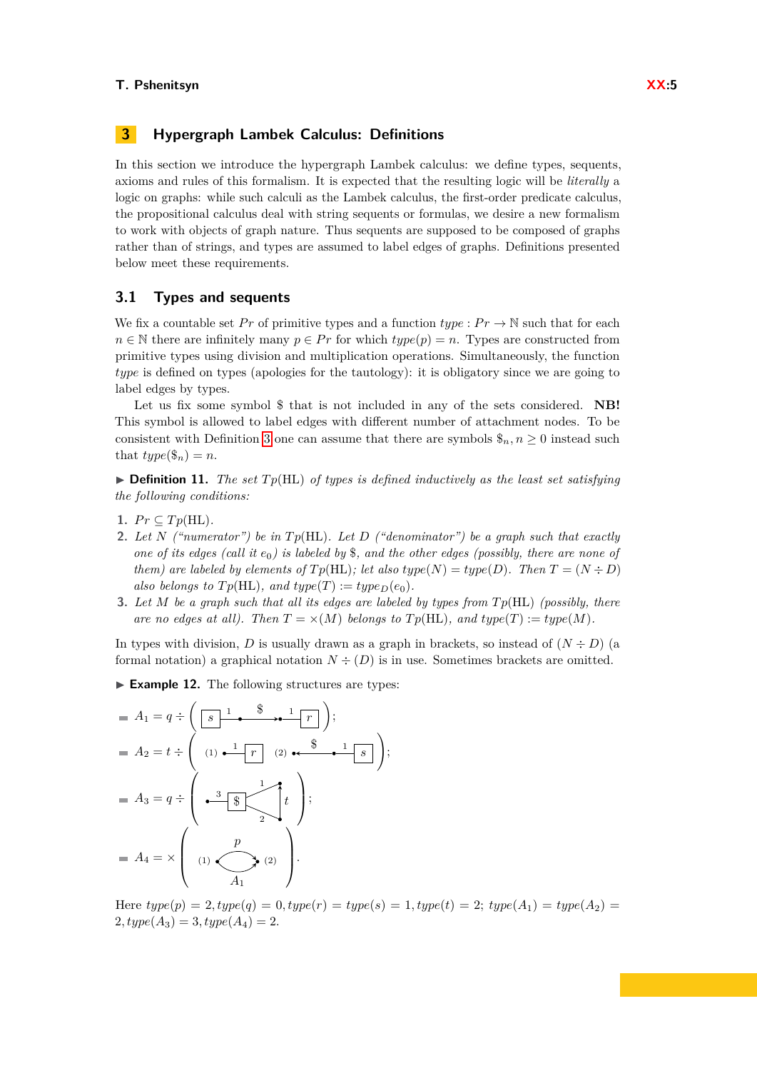## 3 Hypergraph Lambek Calculus: Definitions

In this section we introduce the hypergraph Lambek calculus: we define types, sequents, axioms and rules of this formalism. It is expected that the resulting logic will be *literally* a logic on graphs: while such calculi as the Lambek calculus, the first-order predicate calculus, the propositional calculus deal with string sequents or formulas, we desire a new formalism to work with objects of graph nature. Thus sequents are supposed to be composed of graphs rather than of strings, and types are assumed to label edges of graphs. Definitions presented below meet these requirements.

### 3.1 Types and sequents

We fix a countable set $Pr$ of primitive types and a function $type : Pr \to \mathbb{N}$ such that for each $n \in \mathbb{N}$ there are infinitely many $p \in Pr$ for which $type(p) = n$. Types are constructed from primitive types using division and multiplication operations. Simultaneously, the function $type$ is defined on types (apologies for the tautology): it is obligatory since we are going to label edges by types.

Let us fix some symbol $\$$ that is not included in any of the sets considered. **NB!** This symbol is allowed to label edges with different number of attachment nodes. To be consistent with Definition 3 one can assume that there are symbols $\$_n, n \geq 0$ instead such that $type(\$_n) = n$.

▶ **Definition 11.** *The set $Tp(\mathrm{HL})$ of types is defined inductively as the least set satisfying the following conditions:*

1. $Pr \subseteq Tp(\mathrm{HL})$.
2. *Let $N$ ("numerator") be in $Tp(\mathrm{HL})$. Let $D$ ("denominator") be a graph such that exactly one of its edges (call it $e_0$) is labeled by $\$$, and the other edges (possibly, there are none of them) are labeled by elements of $Tp(\mathrm{HL})$; let also $type(N) = type(D)$. Then $T = (N \div D)$ also belongs to $Tp(\mathrm{HL})$, and $type(T) := type_D(e_0)$.*
3. *Let $M$ be a graph such that all its edges are labeled by types from $Tp(\mathrm{HL})$ (possibly, there are no edges at all). Then $T = \times(M)$ belongs to $Tp(\mathrm{HL})$, and $type(T) := type(M)$.*

In types with division, $D$ is usually drawn as a graph in brackets, so instead of $(N \div D)$ (a formal notation) a graphical notation $N \div (D)$ is in use. Sometimes brackets are omitted.

▶ **Example 12.** The following structures are types:

- $A_1 = q \div \left( \boxed{s} \overset{1}{—} \bullet \xrightarrow{\$} \bullet \overset{1}{—} \boxed{r} \right)$;
- $A_2 = t \div \left( (1) \bullet \overset{1}{—} \boxed{r} \quad (2) \bullet \xleftarrow{\$} \bullet \overset{1}{—} \boxed{s} \right)$;
- $A_3 = q \div \left( \bullet \overset{3}{—} \boxed{\$} \text{ (with tentacles 1, 2 to the nodes of a } t\text{-edge)} \right)$;
- $A_4 = \times \left( (1) \bullet \overset{p}{\underset{A_1}{\rightleftarrows}} \bullet (2) \right)$.

Here $type(p) = 2, type(q) = 0, type(r) = type(s) = 1, type(t) = 2$; $type(A_1) = type(A_2) = 2, type(A_3) = 3, type(A_4) = 2$.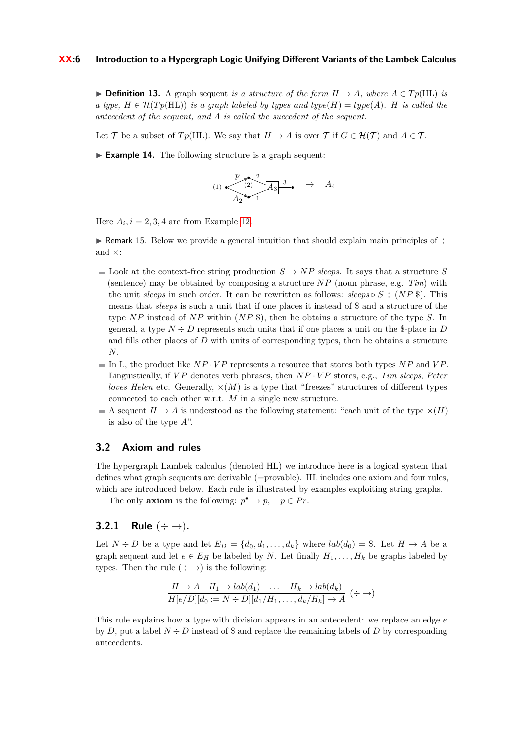▶ **Definition 13.** *A* graph sequent *is a structure of the form $H \to A$, where $A \in Tp(\mathrm{HL})$ is a type, $H \in \mathcal{H}(Tp(\mathrm{HL}))$ is a graph labeled by types and $type(H) = type(A)$. $H$ is called the antecedent of the sequent, and $A$ is called the succedent of the sequent.*

Let $\mathcal{T}$ be a subset of $Tp(\mathrm{HL})$. We say that $H \to A$ is over $\mathcal{T}$ if $G \in \mathcal{H}(\mathcal{T})$ and $A \in \mathcal{T}$.

▶ **Example 14.** The following structure is a graph sequent:

Here $A_i, i = 2, 3, 4$ are from Example 12.

▶ Remark 15. Below we provide a general intuition that should explain main principles of $\div$ and $\times$:

- Look at the context-free string production $S \to NP$ *sleeps*. It says that a structure $S$ (sentence) may be obtained by composing a structure $NP$ (noun phrase, e.g. *Tim*) with the unit *sleeps* in such order. It can be rewritten as follows: *sleeps* $\triangleright S \div (NP\ \$)$. This means that *sleeps* is such a unit that if one places it instead of \$ and a structure of the type $NP$ instead of $NP$ within $(NP\ \$)$, then he obtains a structure of the type $S$. In general, a type $N \div D$ represents such units that if one places a unit on the \$-place in $D$ and fills other places of $D$ with units of corresponding types, then he obtains a structure $N$.
- In L, the product like $NP \cdot VP$ represents a resource that stores both types $NP$ and $VP$. Linguistically, if $VP$ denotes verb phrases, then $NP \cdot VP$ stores, e.g., *Tim sleeps*, *Peter loves Helen* etc. Generally, $\times(M)$ is a type that "freezes" structures of different types connected to each other w.r.t. $M$ in a single new structure.
- A sequent $H \to A$ is understood as the following statement: "each unit of the type $\times(H)$ is also of the type $A$".

## 3.2 Axiom and rules

The hypergraph Lambek calculus (denoted HL) we introduce here is a logical system that defines what graph sequents are derivable (=provable). HL includes one axiom and four rules, which are introduced below. Each rule is illustrated by examples exploiting string graphs.

The only **axiom** is the following: $p^\bullet \to p, \quad p \in Pr$.

### 3.2.1 Rule $(\div \to)$.

Let $N \div D$ be a type and let $E_D = \{d_0, d_1, \ldots, d_k\}$ where $lab(d_0) = \$$. Let $H \to A$ be a graph sequent and let $e \in E_H$ be labeled by $N$. Let finally $H_1, \ldots, H_k$ be graphs labeled by types. Then the rule $(\div \to)$ is the following:

$$\frac{H \to A \quad H_1 \to lab(d_1) \quad \ldots \quad H_k \to lab(d_k)}{H[e/D][d_0 := N \div D][d_1/H_1, \ldots, d_k/H_k] \to A}\ (\div \to)$$

This rule explains how a type with division appears in an antecedent: we replace an edge $e$ by $D$, put a label $N \div D$ instead of \$ and replace the remaining labels of $D$ by corresponding antecedents.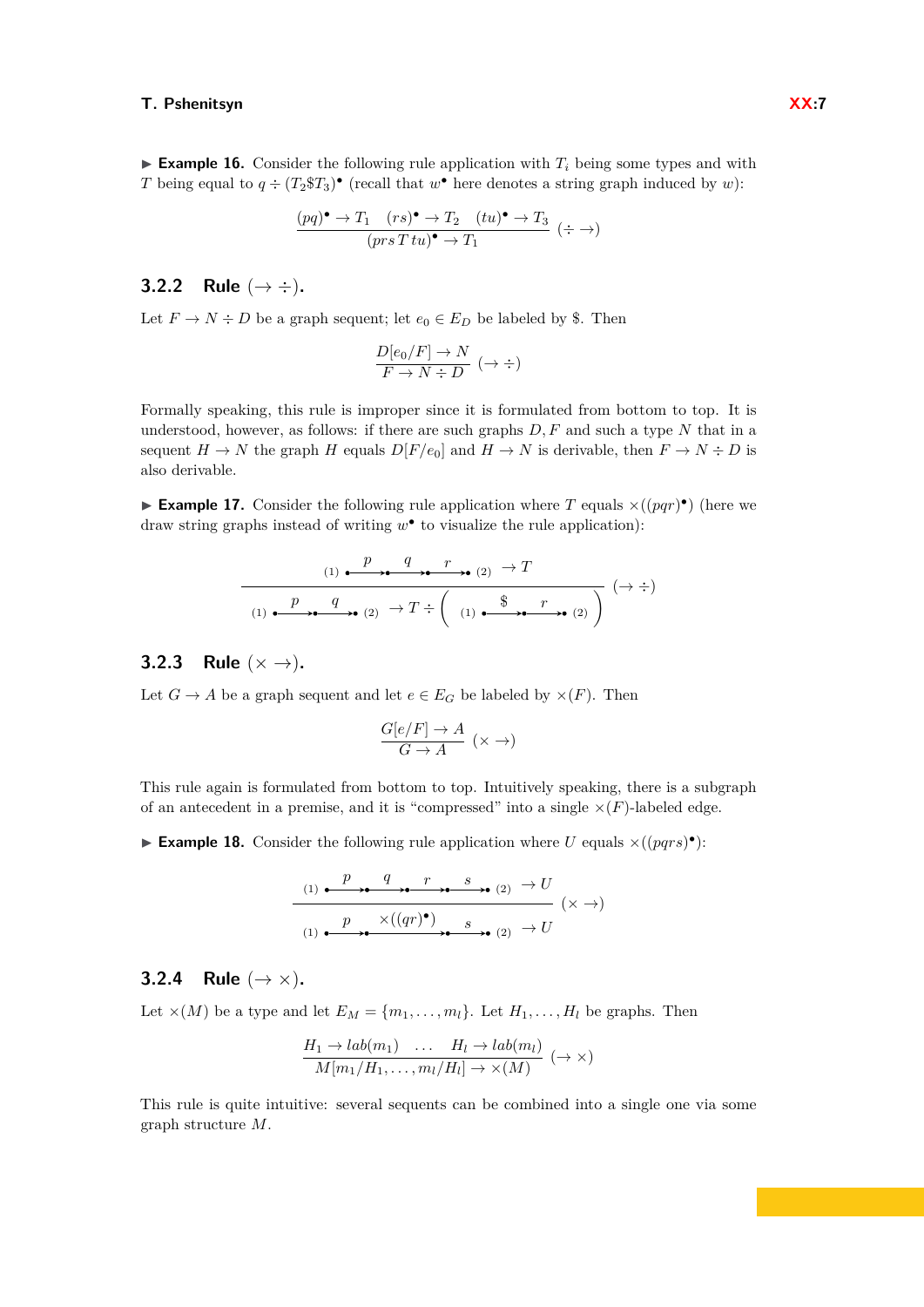▶ **Example 16.** Consider the following rule application with $T_i$ being some types and with $T$ being equal to $q \div (T_2\$T_3)^\bullet$ (recall that $w^\bullet$ here denotes a string graph induced by $w$):

$$\frac{(pq)^\bullet \to T_1 \quad (rs)^\bullet \to T_2 \quad (tu)^\bullet \to T_3}{(prs\,T\,tu)^\bullet \to T_1} \;(\div \to)$$

### 3.2.2 Rule $(\to \div)$.

Let $F \to N \div D$ be a graph sequent; let $e_0 \in E_D$ be labeled by \$. Then

$$\frac{D[e_0/F] \to N}{F \to N \div D} \;(\to \div)$$

Formally speaking, this rule is improper since it is formulated from bottom to top. It is understood, however, as follows: if there are such graphs $D, F$ and such a type $N$ that in a sequent $H \to N$ the graph $H$ equals $D[F/e_0]$ and $H \to N$ is derivable, then $F \to N \div D$ is also derivable.

▶ **Example 17.** Consider the following rule application where $T$ equals $\times((pqr)^\bullet)$ (here we draw string graphs instead of writing $w^\bullet$ to visualize the rule application):

$$\frac{(1) \bullet\xrightarrow{p}\bullet\xrightarrow{q}\bullet\xrightarrow{r}\bullet\ (2) \;\to T}{(1) \bullet\xrightarrow{p}\bullet\xrightarrow{q}\bullet\ (2) \;\to T \div \left( (1) \bullet\xrightarrow{\$}\bullet\xrightarrow{r}\bullet\ (2) \right)} \;(\to \div)$$

### 3.2.3 Rule $(\times \to)$.

Let $G \to A$ be a graph sequent and let $e \in E_G$ be labeled by $\times(F)$. Then

$$\frac{G[e/F] \to A}{G \to A} \;(\times \to)$$

This rule again is formulated from bottom to top. Intuitively speaking, there is a subgraph of an antecedent in a premise, and it is "compressed" into a single $\times(F)$-labeled edge.

▶ **Example 18.** Consider the following rule application where $U$ equals $\times((pqrs)^\bullet)$:

$$\frac{(1) \bullet\xrightarrow{p}\bullet\xrightarrow{q}\bullet\xrightarrow{r}\bullet\xrightarrow{s}\bullet\ (2) \;\to U}{(1) \bullet\xrightarrow{p}\bullet\xrightarrow{\times((qr)^\bullet)}\bullet\xrightarrow{s}\bullet\ (2) \;\to U} \;(\times \to)$$

### 3.2.4 Rule $(\to \times)$.

Let $\times(M)$ be a type and let $E_M = \{m_1, \ldots, m_l\}$. Let $H_1, \ldots, H_l$ be graphs. Then

$$\frac{H_1 \to lab(m_1) \quad \ldots \quad H_l \to lab(m_l)}{M[m_1/H_1, \ldots, m_l/H_l] \to \times(M)} \;(\to \times)$$

This rule is quite intuitive: several sequents can be combined into a single one via some graph structure $M$.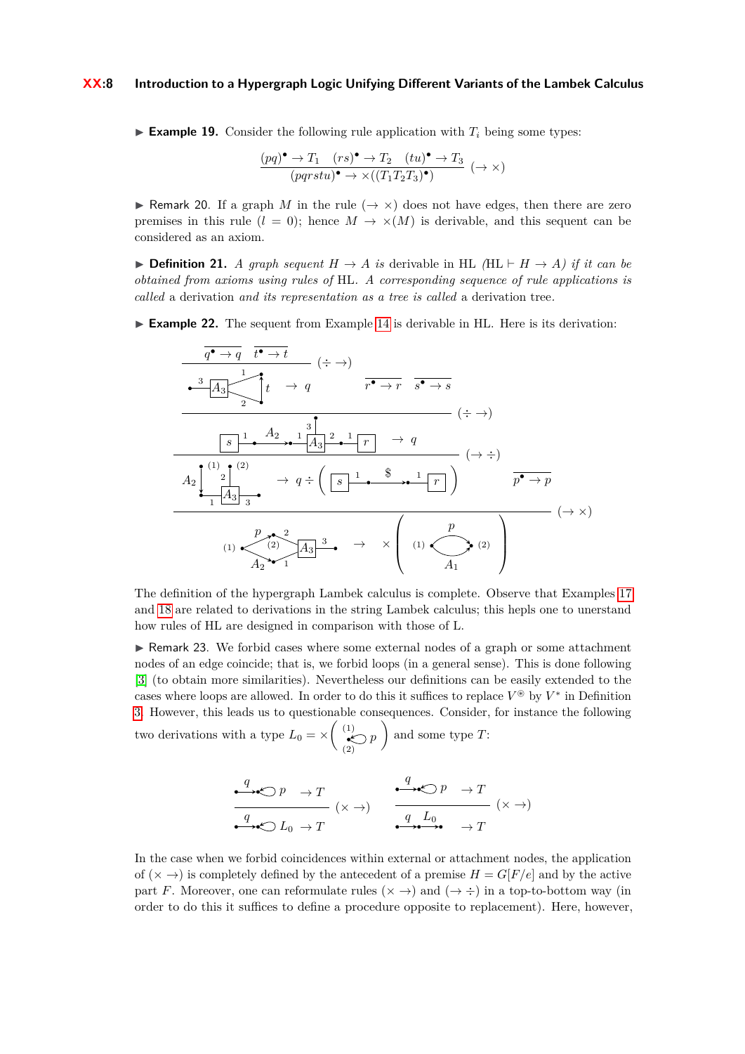▶ **Example 19.** Consider the following rule application with $T_i$ being some types:

$$\frac{(pq)^\bullet \to T_1 \quad (rs)^\bullet \to T_2 \quad (tu)^\bullet \to T_3}{(pqrstu)^\bullet \to \times((T_1 T_2 T_3)^\bullet)} \ (\to \times)$$

▶ Remark 20. If a graph $M$ in the rule $(\to \times)$ does not have edges, then there are zero premises in this rule ($l = 0$); hence $M \to \times(M)$ is derivable, and this sequent can be considered as an axiom.

▶ **Definition 21.** *A graph sequent $H \to A$ is* derivable in HL *(HL $\vdash H \to A$) if it can be obtained from axioms using rules of* HL*. A corresponding sequence of rule applications is called* a derivation *and its representation as a tree is called* a derivation tree.

▶ **Example 22.** The sequent from Example 14 is derivable in HL. Here is its derivation:

The definition of the hypergraph Lambek calculus is complete. Observe that Examples 17 and 18 are related to derivations in the string Lambek calculus; this hepls one to unerstand how rules of HL are designed in comparison with those of L.

▶ Remark 23. We forbid cases where some external nodes of a graph or some attachment nodes of an edge coincide; that is, we forbid loops (in a general sense). This is done following [3] (to obtain more similarities). Nevertheless our definitions can be easily extended to the cases where loops are allowed. In order to do this it suffices to replace $V^{\circledast}$ by $V^*$ in Definition 3. However, this leads us to questionable consequences. Consider, for instance the following two derivations with a type $L_0 = \times(\cdot)$ and some type $T$:

In the case when we forbid coincidences within external or attachment nodes, the application of $(\times \to)$ is completely defined by the antecedent of a premise $H = G[F/e]$ and by the active part $F$. Moreover, one can reformulate rules $(\times \to)$ and $(\to \div)$ in a top-to-bottom way (in order to do this it suffices to define a procedure opposite to replacement). Here, however,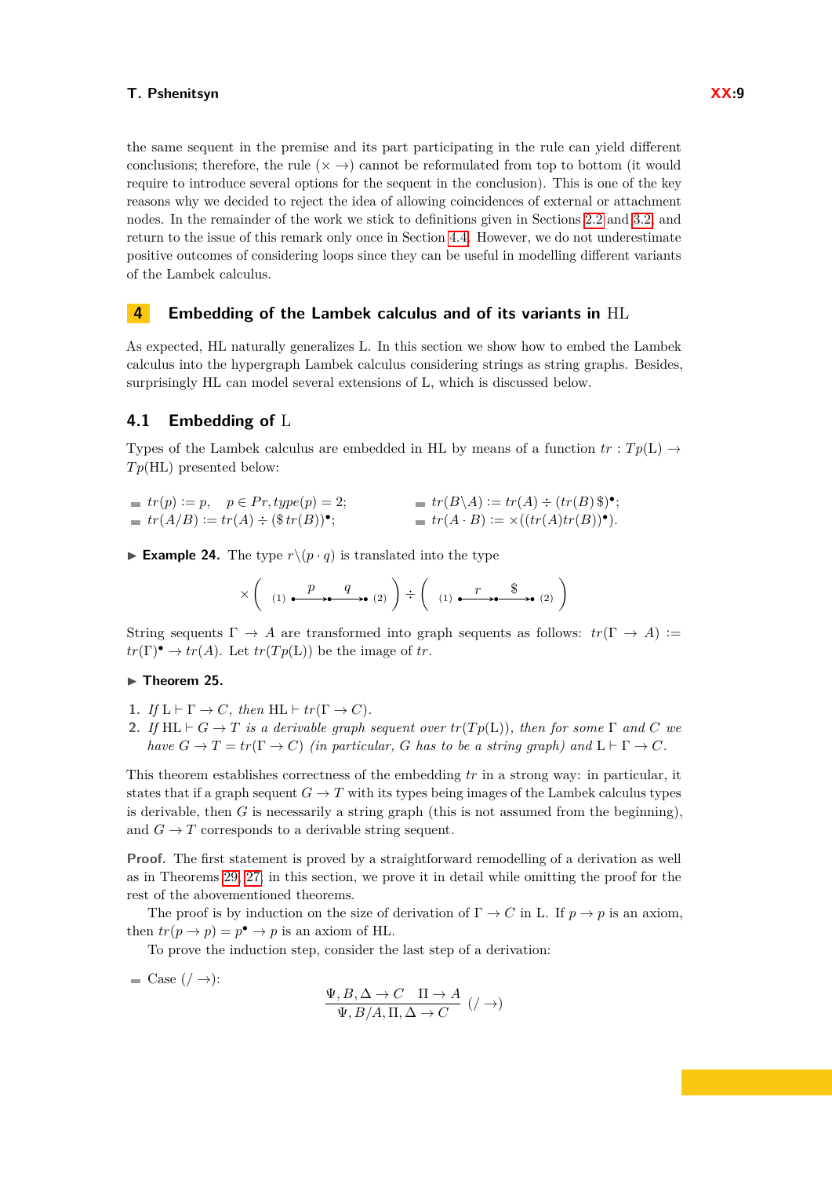the same sequent in the premise and its part participating in the rule can yield different conclusions; therefore, the rule $(\times\to)$ cannot be reformulated from top to bottom (it would require to introduce several options for the sequent in the conclusion). This is one of the key reasons why we decided to reject the idea of allowing coincidences of external or attachment nodes. In the remainder of the work we stick to definitions given in Sections 2.2 and 3.2, and return to the issue of this remark only once in Section 4.4. However, we do not underestimate positive outcomes of considering loops since they can be useful in modelling different variants of the Lambek calculus.

## 4 Embedding of the Lambek calculus and of its variants in HL

As expected, HL naturally generalizes L. In this section we show how to embed the Lambek calculus into the hypergraph Lambek calculus considering strings as string graphs. Besides, surprisingly HL can model several extensions of L, which is discussed below.

### 4.1 Embedding of L

Types of the Lambek calculus are embedded in HL by means of a function $tr : Tp(\mathrm{L}) \to Tp(\mathrm{HL})$ presented below:

- $tr(p) := p, \quad p \in Pr, type(p) = 2;$
- $tr(A/B) := tr(A) \div (\$\, tr(B))^\bullet;$
- $tr(B\backslash A) := tr(A) \div (tr(B)\,\$)^\bullet;$
- $tr(A \cdot B) := \times((tr(A)tr(B))^\bullet).$

▶ **Example 24.** The type $r\backslash(p \cdot q)$ is translated into the type

$$\times\left( (1) \bullet \xrightarrow{p} \bullet \xrightarrow{q} \bullet (2) \right) \div \left( (1) \bullet \xrightarrow{r} \bullet \xrightarrow{\$} \bullet (2) \right)$$

String sequents $\Gamma \to A$ are transformed into graph sequents as follows: $tr(\Gamma \to A) := tr(\Gamma)^\bullet \to tr(A)$. Let $tr(Tp(\mathrm{L}))$ be the image of $tr$.

▶ **Theorem 25.**

1. *If* $\mathrm{L} \vdash \Gamma \to C$*, then* $\mathrm{HL} \vdash tr(\Gamma \to C)$.
2. *If* $\mathrm{HL} \vdash G \to T$ *is a derivable graph sequent over* $tr(Tp(\mathrm{L}))$*, then for some* $\Gamma$ *and* $C$ *we have* $G \to T = tr(\Gamma \to C)$ *(in particular,* $G$ *has to be a string graph) and* $\mathrm{L} \vdash \Gamma \to C$.

This theorem establishes correctness of the embedding $tr$ in a strong way: in particular, it states that if a graph sequent $G \to T$ with its types being images of the Lambek calculus types is derivable, then $G$ is necessarily a string graph (this is not assumed from the beginning), and $G \to T$ corresponds to a derivable string sequent.

**Proof.** The first statement is proved by a straightforward remodelling of a derivation as well as in Theorems 29, 27; in this section, we prove it in detail while omitting the proof for the rest of the abovementioned theorems.

The proof is by induction on the size of derivation of $\Gamma \to C$ in L. If $p \to p$ is an axiom, then $tr(p \to p) = p^\bullet \to p$ is an axiom of HL.

To prove the induction step, consider the last step of a derivation:

- Case $(/\to)$:

$$\frac{\Psi, B, \Delta \to C \quad \Pi \to A}{\Psi, B/A, \Pi, \Delta \to C}\ (/\to)$$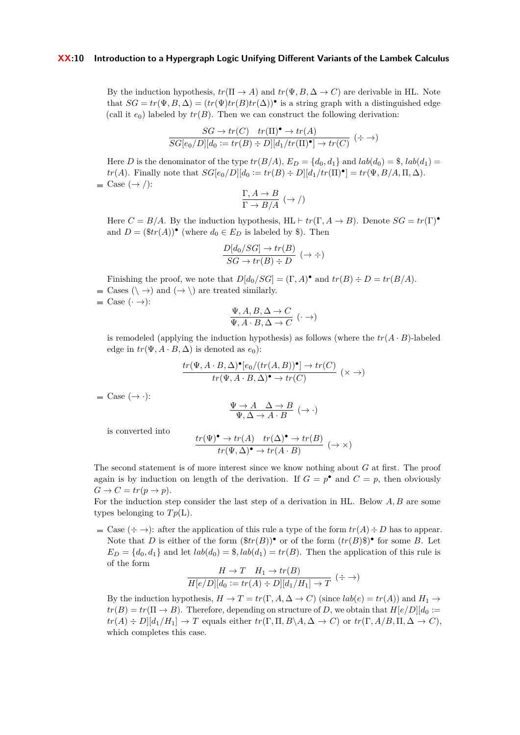By the induction hypothesis, $tr(\Pi \to A)$ and $tr(\Psi, B, \Delta \to C)$ are derivable in HL. Note that $SG = tr(\Psi, B, \Delta) = (tr(\Psi)tr(B)tr(\Delta))^\bullet$ is a string graph with a distinguished edge (call it $e_0$) labeled by $tr(B)$. Then we can construct the following derivation:

$$\frac{SG \to tr(C) \quad tr(\Pi)^\bullet \to tr(A)}{SG[e_0/D][d_0 := tr(B) \div D][d_1/tr(\Pi)^\bullet] \to tr(C)}\ (\div \to)$$

Here $D$ is the denominator of the type $tr(B/A)$, $E_D = \{d_0, d_1\}$ and $lab(d_0) = \$$, $lab(d_1) = tr(A)$. Finally note that $SG[e_0/D][d_0 := tr(B) \div D][d_1/tr(\Pi)^\bullet] = tr(\Psi, B/A, \Pi, \Delta)$.

- Case $(\to /)$:

$$\frac{\Gamma, A \to B}{\Gamma \to B/A}\ (\to /)$$

Here $C = B/A$. By the induction hypothesis, $\mathrm{HL} \vdash tr(\Gamma, A \to B)$. Denote $SG = tr(\Gamma)^\bullet$ and $D = (\$tr(A))^\bullet$ (where $d_0 \in E_D$ is labeled by $\$$). Then

$$\frac{D[d_0/SG] \to tr(B)}{SG \to tr(B) \div D}\ (\to \div)$$

Finishing the proof, we note that $D[d_0/SG] = (\Gamma, A)^\bullet$ and $tr(B) \div D = tr(B/A)$.

- Cases $(\backslash \to)$ and $(\to \backslash)$ are treated similarly.
- Case $(\cdot \to)$:

$$\frac{\Psi, A, B, \Delta \to C}{\Psi, A \cdot B, \Delta \to C}\ (\cdot \to)$$

is remodeled (applying the induction hypothesis) as follows (where the $tr(A \cdot B)$-labeled edge in $tr(\Psi, A \cdot B, \Delta)$ is denoted as $e_0$):

$$\frac{tr(\Psi, A \cdot B, \Delta)^\bullet[e_0/(tr(A, B))^\bullet] \to tr(C)}{tr(\Psi, A \cdot B, \Delta)^\bullet \to tr(C)}\ (\times \to)$$

- Case $(\to \cdot)$:

$$\frac{\Psi \to A \quad \Delta \to B}{\Psi, \Delta \to A \cdot B}\ (\to \cdot)$$

is converted into

$$\frac{tr(\Psi)^\bullet \to tr(A) \quad tr(\Delta)^\bullet \to tr(B)}{tr(\Psi, \Delta)^\bullet \to tr(A \cdot B)}\ (\to \times)$$

The second statement is of more interest since we know nothing about $G$ at first. The proof again is by induction on length of the derivation. If $G = p^\bullet$ and $C = p$, then obviously $G \to C = tr(p \to p)$.

For the induction step consider the last step of a derivation in HL. Below $A, B$ are some types belonging to $Tp(\mathrm{L})$.

- Case $(\div \to)$: after the application of this rule a type of the form $tr(A) \div D$ has to appear. Note that $D$ is either of the form $(\$tr(B))^\bullet$ or of the form $(tr(B)\$)^\bullet$ for some $B$. Let $E_D = \{d_0, d_1\}$ and let $lab(d_0) = \$, lab(d_1) = tr(B)$. Then the application of this rule is of the form

$$\frac{H \to T \quad H_1 \to tr(B)}{H[e/D][d_0 := tr(A) \div D][d_1/H_1] \to T}\ (\div \to)$$

By the induction hypothesis, $H \to T = tr(\Gamma, A, \Delta \to C)$ (since $lab(e) = tr(A)$) and $H_1 \to tr(B) = tr(\Pi \to B)$. Therefore, depending on structure of $D$, we obtain that $H[e/D][d_0 := tr(A) \div D][d_1/H_1] \to T$ equals either $tr(\Gamma, \Pi, B\backslash A, \Delta \to C)$ or $tr(\Gamma, A/B, \Pi, \Delta \to C)$, which completes this case.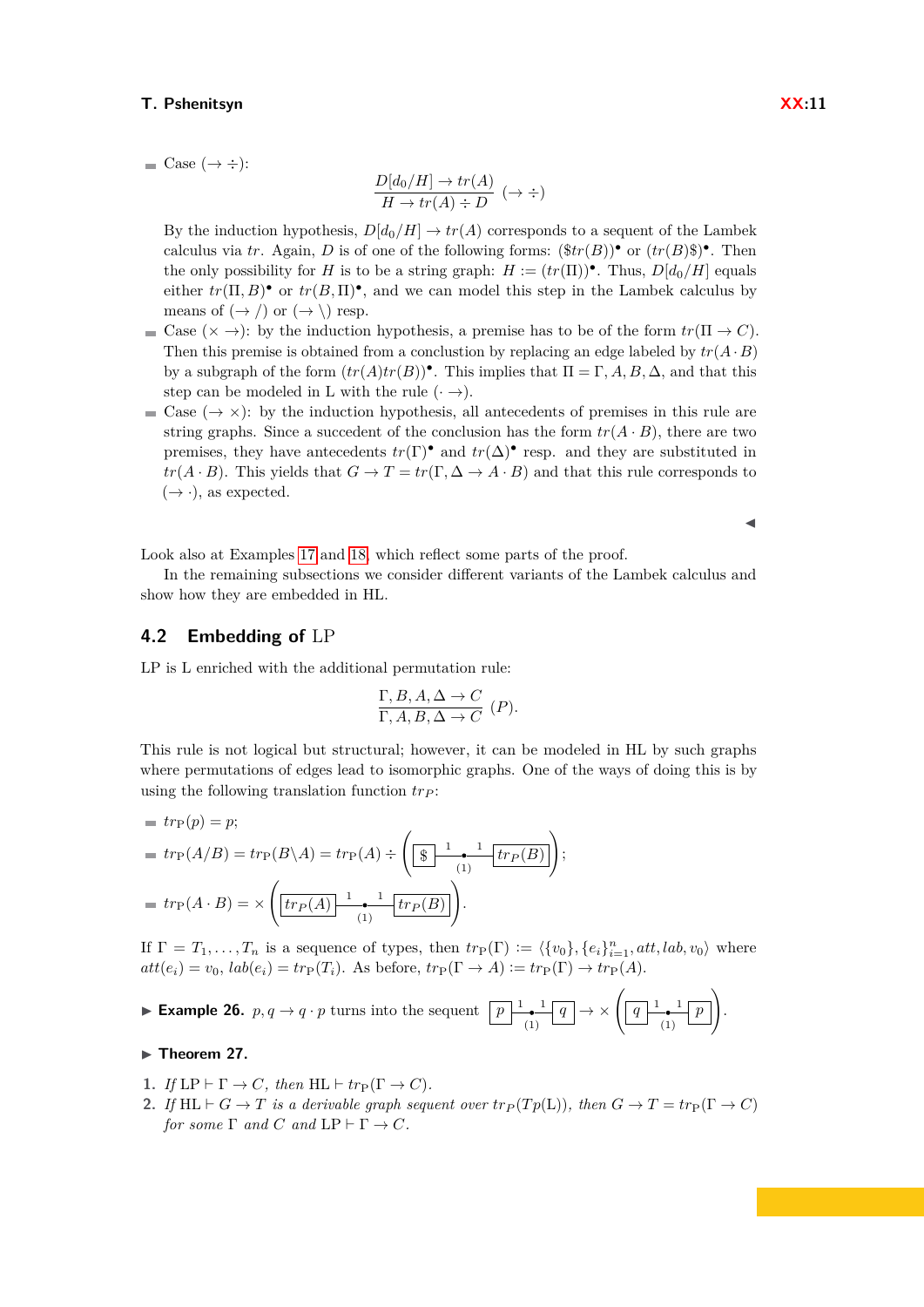- Case $(\to \div)$:

$$\frac{D[d_0/H] \to tr(A)}{H \to tr(A) \div D}\ (\to \div)$$

By the induction hypothesis, $D[d_0/H] \to tr(A)$ corresponds to a sequent of the Lambek calculus via $tr$. Again, $D$ is of one of the following forms: $(\$tr(B))^\bullet$ or $(tr(B)\$)^\bullet$. Then the only possibility for $H$ is to be a string graph: $H := (tr(\Pi))^\bullet$. Thus, $D[d_0/H]$ equals either $tr(\Pi, B)^\bullet$ or $tr(B, \Pi)^\bullet$, and we can model this step in the Lambek calculus by means of $(\to /)$ or $(\to \backslash)$ resp.

- Case $(\times \to)$: by the induction hypothesis, a premise has to be of the form $tr(\Pi \to C)$. Then this premise is obtained from a conclusion by replacing an edge labeled by $tr(A \cdot B)$ by a subgraph of the form $(tr(A)tr(B))^\bullet$. This implies that $\Pi = \Gamma, A, B, \Delta$, and that this step can be modeled in L with the rule $(\cdot \to)$.
- Case $(\to \times)$: by the induction hypothesis, all antecedents of premises in this rule are string graphs. Since a succedent of the conclusion has the form $tr(A \cdot B)$, there are two premises, they have antecedents $tr(\Gamma)^\bullet$ and $tr(\Delta)^\bullet$ resp. and they are substituted in $tr(A \cdot B)$. This yields that $G \to T = tr(\Gamma, \Delta \to A \cdot B)$ and that this rule corresponds to $(\to \cdot)$, as expected.

◀

Look also at Examples 17 and 18, which reflect some parts of the proof.

In the remaining subsections we consider different variants of the Lambek calculus and show how they are embedded in HL.

## 4.2 Embedding of LP

LP is L enriched with the additional permutation rule:

$$\frac{\Gamma, B, A, \Delta \to C}{\Gamma, A, B, \Delta \to C}\ (P).$$

This rule is not logical but structural; however, it can be modeled in HL by such graphs where permutations of edges lead to isomorphic graphs. One of the ways of doing this is by using the following translation function $tr_P$:

- $tr_{\mathrm{P}}(p) = p$;
- $tr_{\mathrm{P}}(A/B) = tr_{\mathrm{P}}(B \backslash A) = tr_{\mathrm{P}}(A) \div \left( \boxed{\$} \overset{1}{—} \underset{(1)}{\bullet} \overset{1}{—} \boxed{tr_P(B)} \right)$;
- $tr_{\mathrm{P}}(A \cdot B) = \times \left( \boxed{tr_P(A)} \overset{1}{—} \underset{(1)}{\bullet} \overset{1}{—} \boxed{tr_P(B)} \right)$.

If $\Gamma = T_1, \ldots, T_n$ is a sequence of types, then $tr_{\mathrm{P}}(\Gamma) := \langle \{v_0\}, \{e_i\}_{i=1}^n, att, lab, v_0 \rangle$ where $att(e_i) = v_0$, $lab(e_i) = tr_{\mathrm{P}}(T_i)$. As before, $tr_{\mathrm{P}}(\Gamma \to A) := tr_{\mathrm{P}}(\Gamma) \to tr_{\mathrm{P}}(A)$.

▶ **Example 26.** $p, q \to q \cdot p$ turns into the sequent $\boxed{p} \overset{1}{—} \underset{(1)}{\bullet} \overset{1}{—} \boxed{q} \to \times \left( \boxed{q} \overset{1}{—} \underset{(1)}{\bullet} \overset{1}{—} \boxed{p} \right)$.

▶ **Theorem 27.**

1. *If* $\mathrm{LP} \vdash \Gamma \to C$*, then* $\mathrm{HL} \vdash tr_{\mathrm{P}}(\Gamma \to C)$.
2. *If* $\mathrm{HL} \vdash G \to T$ *is a derivable graph sequent over* $tr_P(Tp(\mathrm{L}))$*, then* $G \to T = tr_{\mathrm{P}}(\Gamma \to C)$ *for some* $\Gamma$ *and* $C$ *and* $\mathrm{LP} \vdash \Gamma \to C$.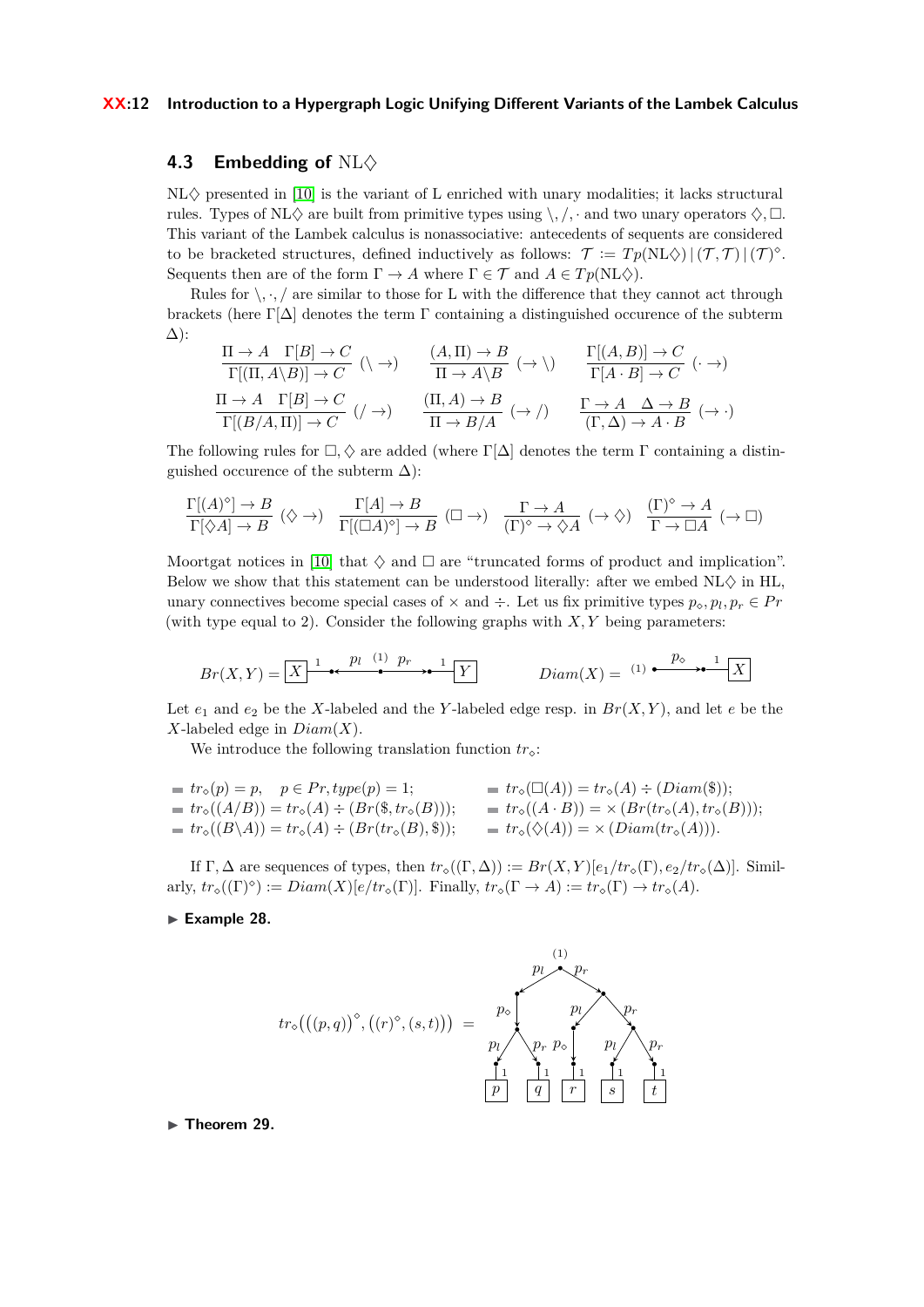## 4.3 Embedding of NL$\Diamond$

NL$\Diamond$ presented in [10] is the variant of L enriched with unary modalities; it lacks structural rules. Types of NL$\Diamond$ are built from primitive types using $\backslash, /, \cdot$ and two unary operators $\Diamond, \Box$. This variant of the Lambek calculus is nonassociative: antecedents of sequents are considered to be bracketed structures, defined inductively as follows: $\mathcal{T} := Tp(\mathrm{NL}\Diamond) \mid (\mathcal{T}, \mathcal{T}) \mid (\mathcal{T})^\diamond$. Sequents then are of the form $\Gamma \to A$ where $\Gamma \in \mathcal{T}$ and $A \in Tp(\mathrm{NL}\Diamond)$.

Rules for $\backslash, \cdot, /$ are similar to those for L with the difference that they cannot act through brackets (here $\Gamma[\Delta]$ denotes the term $\Gamma$ containing a distinguished occurence of the subterm $\Delta$):

$$\frac{\Pi \to A \quad \Gamma[B] \to C}{\Gamma[(\Pi, A\backslash B)] \to C}\ (\backslash \to) \qquad \frac{(A, \Pi) \to B}{\Pi \to A\backslash B}\ (\to \backslash) \qquad \frac{\Gamma[(A, B)] \to C}{\Gamma[A \cdot B] \to C}\ (\cdot \to)$$

$$\frac{\Pi \to A \quad \Gamma[B] \to C}{\Gamma[(B/A, \Pi)] \to C}\ (/ \to) \qquad \frac{(\Pi, A) \to B}{\Pi \to B/A}\ (\to /) \qquad \frac{\Gamma \to A \quad \Delta \to B}{(\Gamma, \Delta) \to A \cdot B}\ (\to \cdot)$$

The following rules for $\Box, \Diamond$ are added (where $\Gamma[\Delta]$ denotes the term $\Gamma$ containing a distinguished occurence of the subterm $\Delta$):

$$\frac{\Gamma[(A)^\diamond] \to B}{\Gamma[\Diamond A] \to B}\ (\Diamond \to) \qquad \frac{\Gamma[A] \to B}{\Gamma[(\Box A)^\diamond] \to B}\ (\Box \to) \qquad \frac{\Gamma \to A}{(\Gamma)^\diamond \to \Diamond A}\ (\to \Diamond) \qquad \frac{(\Gamma)^\diamond \to A}{\Gamma \to \Box A}\ (\to \Box)$$

Moortgat notices in [10] that $\Diamond$ and $\Box$ are "truncated forms of product and implication". Below we show that this statement can be understood literally: after we embed NL$\Diamond$ in HL, unary connectives become special cases of $\times$ and $\div$. Let us fix primitive types $p_\diamond, p_l, p_r \in Pr$ (with type equal to 2). Consider the following graphs with $X, Y$ being parameters:

[Graph definitions: $Br(X,Y)$ = an $X$-labeled edge (attachment 1) connected to a node, edge $p_l$ to node $(1)$, edge $p_r$ to a node attached to a $Y$-labeled edge (attachment 1); $Diam(X)$ = node $(1)$, edge $p_\diamond$ to a node attached to an $X$-labeled edge (attachment 1).]

Let $e_1$ and $e_2$ be the $X$-labeled and the $Y$-labeled edge resp. in $Br(X,Y)$, and let $e$ be the $X$-labeled edge in $Diam(X)$.

We introduce the following translation function $tr_\diamond$:

- $tr_\diamond(p) = p, \quad p \in Pr, type(p) = 1;$
- $tr_\diamond((A/B)) = tr_\diamond(A) \div (Br(\$, tr_\diamond(B)));$
- $tr_\diamond((B\backslash A)) = tr_\diamond(A) \div (Br(tr_\diamond(B), \$));$
- $tr_\diamond(\Box(A)) = tr_\diamond(A) \div (Diam(\$));$
- $tr_\diamond((A \cdot B)) = \times(Br(tr_\diamond(A), tr_\diamond(B)));$
- $tr_\diamond(\Diamond(A)) = \times(Diam(tr_\diamond(A))).$

If $\Gamma, \Delta$ are sequences of types, then $tr_\diamond((\Gamma, \Delta)) := Br(X,Y)[e_1/tr_\diamond(\Gamma), e_2/tr_\diamond(\Delta)]$. Similarly, $tr_\diamond((\Gamma)^\diamond) := Diam(X)[e/tr_\diamond(\Gamma)]$. Finally, $tr_\diamond(\Gamma \to A) := tr_\diamond(\Gamma) \to tr_\diamond(A)$.

▶ **Example 28.**

$$tr_\diamond\left(\left((p,q)\right)^\diamond, \left((r)^\diamond, (s,t)\right)\right) =$$

[Graph: root node $(1)$ with edges $p_l$ and $p_r$; the $p_l$ branch leads via $p_\diamond$ to a node with $p_l$ and $p_r$ edges to $p$ and $q$; the $p_r$ branch has $p_l$ leading via $p_\diamond$ to $r$, and $p_r$ leading to a node with $p_l$ and $p_r$ edges to $s$ and $t$.]

▶ **Theorem 29.**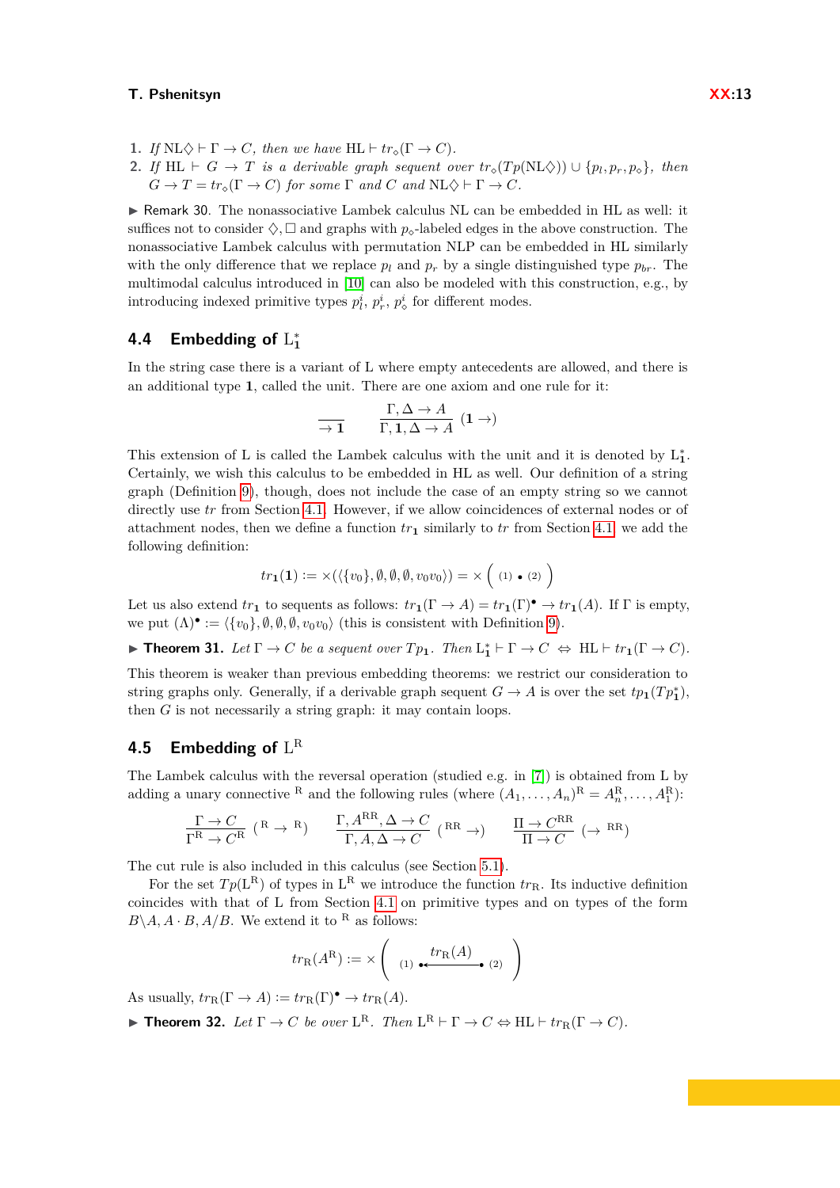1. *If* $\mathrm{NL}\diamondsuit \vdash \Gamma \to C$*, then we have* $\mathrm{HL} \vdash tr_\diamond(\Gamma \to C)$*.*
2. *If* $\mathrm{HL} \vdash G \to T$ *is a derivable graph sequent over* $tr_\diamond(Tp(\mathrm{NL}\diamondsuit)) \cup \{p_l, p_r, p_\diamond\}$*, then* $G \to T = tr_\diamond(\Gamma \to C)$ *for some* $\Gamma$ *and* $C$ *and* $\mathrm{NL}\diamondsuit \vdash \Gamma \to C$*.*

▶ Remark 30. The nonassociative Lambek calculus NL can be embedded in HL as well: it suffices not to consider $\diamondsuit, \square$ and graphs with $p_\diamond$-labeled edges in the above construction. The nonassociative Lambek calculus with permutation NLP can be embedded in HL similarly with the only difference that we replace $p_l$ and $p_r$ by a single distinguished type $p_{br}$. The multimodal calculus introduced in [10] can also be modeled with this construction, e.g., by introducing indexed primitive types $p_l^i$, $p_r^i$, $p_\diamond^i$ for different modes.

## 4.4 Embedding of $\mathrm{L}^*_\mathbf{1}$

In the string case there is a variant of L where empty antecedents are allowed, and there is an additional type $\mathbf{1}$, called the unit. There are one axiom and one rule for it:

$$\frac{}{\to \mathbf{1}} \qquad \frac{\Gamma, \Delta \to A}{\Gamma, \mathbf{1}, \Delta \to A}\ (\mathbf{1} \to)$$

This extension of L is called the Lambek calculus with the unit and it is denoted by $\mathrm{L}^*_\mathbf{1}$. Certainly, we wish this calculus to be embedded in HL as well. Our definition of a string graph (Definition 9), though, does not include the case of an empty string so we cannot directly use $tr$ from Section 4.1. However, if we allow coincidences of external nodes or of attachment nodes, then we define a function $tr_\mathbf{1}$ similarly to $tr$ from Section 4.1: we add the following definition:

$$tr_\mathbf{1}(\mathbf{1}) := \times(\langle\{v_0\}, \emptyset, \emptyset, \emptyset, v_0v_0\rangle) = \times\left(\ {\scriptstyle (1)} \bullet {\scriptstyle (2)}\ \right)$$

Let us also extend $tr_\mathbf{1}$ to sequents as follows: $tr_\mathbf{1}(\Gamma \to A) = tr_\mathbf{1}(\Gamma)^\bullet \to tr_\mathbf{1}(A)$. If $\Gamma$ is empty, we put $(\Lambda)^\bullet := \langle\{v_0\}, \emptyset, \emptyset, \emptyset, v_0v_0\rangle$ (this is consistent with Definition 9).

▶ **Theorem 31.** *Let* $\Gamma \to C$ *be a sequent over* $Tp_\mathbf{1}$*. Then* $\mathrm{L}^*_\mathbf{1} \vdash \Gamma \to C \;\Leftrightarrow\; \mathrm{HL} \vdash tr_\mathbf{1}(\Gamma \to C)$*.*

This theorem is weaker than previous embedding theorems: we restrict our consideration to string graphs only. Generally, if a derivable graph sequent $G \to A$ is over the set $tp_\mathbf{1}(Tp^*_\mathbf{1})$, then $G$ is not necessarily a string graph: it may contain loops.

## 4.5 Embedding of $\mathrm{L}^\mathrm{R}$

The Lambek calculus with the reversal operation (studied e.g. in [7]) is obtained from L by adding a unary connective $^\mathrm{R}$ and the following rules (where $(A_1, \dots, A_n)^\mathrm{R} = A_n^\mathrm{R}, \dots, A_1^\mathrm{R}$):

$$\frac{\Gamma \to C}{\Gamma^\mathrm{R} \to C^\mathrm{R}}\ (^\mathrm{R} \to {}^\mathrm{R}) \qquad \frac{\Gamma, A^{\mathrm{RR}}, \Delta \to C}{\Gamma, A, \Delta \to C}\ (^{\mathrm{RR}} \to) \qquad \frac{\Pi \to C^{\mathrm{RR}}}{\Pi \to C}\ (\to {}^{\mathrm{RR}})$$

The cut rule is also included in this calculus (see Section 5.1).

For the set $Tp(\mathrm{L}^\mathrm{R})$ of types in $\mathrm{L}^\mathrm{R}$ we introduce the function $tr_\mathrm{R}$. Its inductive definition coincides with that of L from Section 4.1 on primitive types and on types of the form $B\backslash A, A \cdot B, A/B$. We extend it to $^\mathrm{R}$ as follows:

$$tr_\mathrm{R}(A^\mathrm{R}) := \times\left(\ {\scriptstyle (1)} \bullet\!\xleftarrow{\;tr_\mathrm{R}(A)\;}\!\bullet {\scriptstyle (2)}\ \right)$$

As usually, $tr_\mathrm{R}(\Gamma \to A) := tr_\mathrm{R}(\Gamma)^\bullet \to tr_\mathrm{R}(A)$.

▶ **Theorem 32.** *Let* $\Gamma \to C$ *be over* $\mathrm{L}^\mathrm{R}$*. Then* $\mathrm{L}^\mathrm{R} \vdash \Gamma \to C \Leftrightarrow \mathrm{HL} \vdash tr_\mathrm{R}(\Gamma \to C)$*.*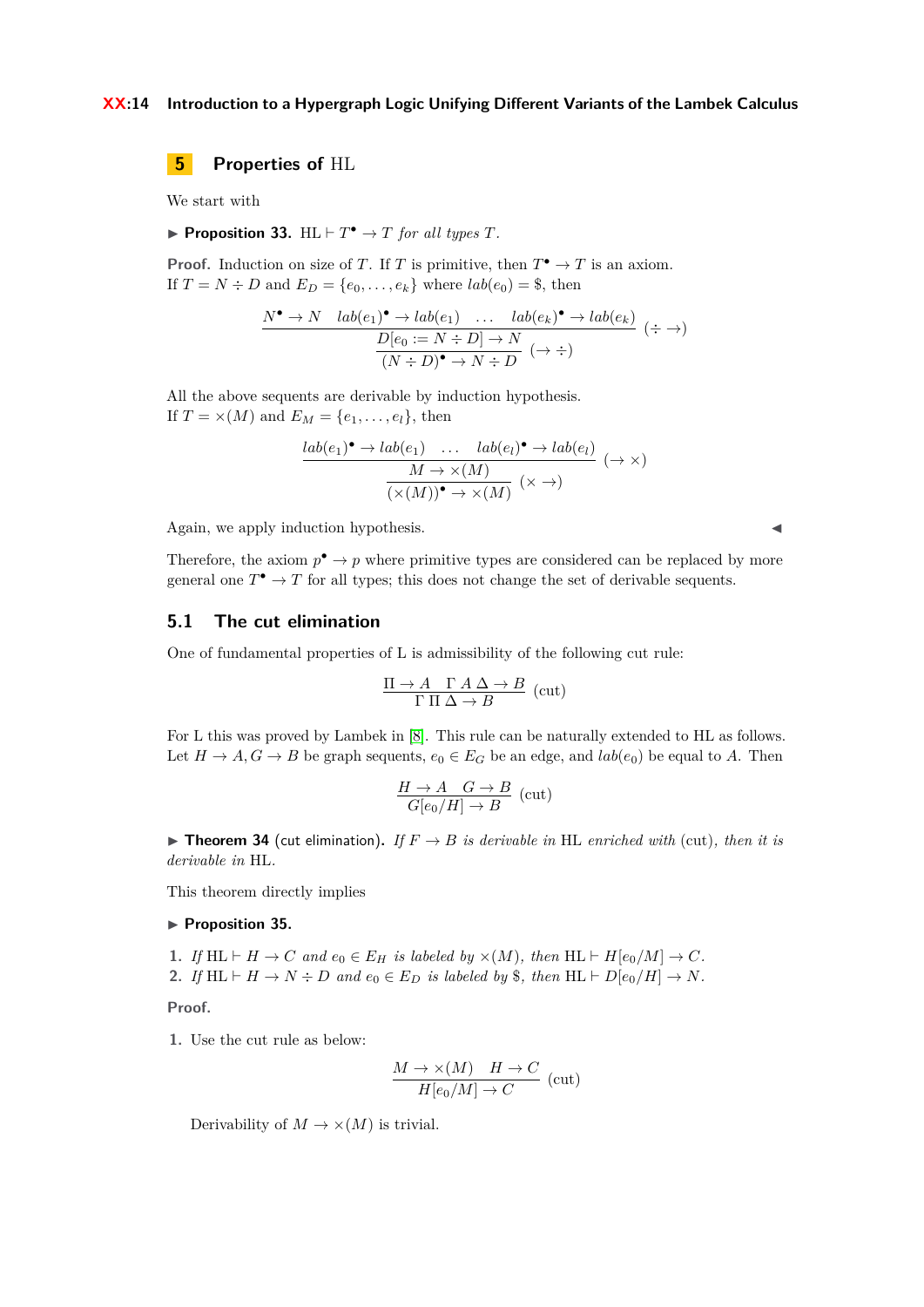## 5 Properties of HL

We start with

▶ **Proposition 33.** $\mathrm{HL} \vdash T^\bullet \to T$ *for all types* $T$.

**Proof.** Induction on size of $T$. If $T$ is primitive, then $T^\bullet \to T$ is an axiom.
If $T = N \div D$ and $E_D = \{e_0, \ldots, e_k\}$ where $lab(e_0) = \$$, then

$$\dfrac{\dfrac{N^\bullet \to N \quad lab(e_1)^\bullet \to lab(e_1) \quad \ldots \quad lab(e_k)^\bullet \to lab(e_k)}{D[e_0 := N \div D] \to N}\ (\div \to)}{(N \div D)^\bullet \to N \div D}\ (\to \div)$$

All the above sequents are derivable by induction hypothesis.
If $T = \times(M)$ and $E_M = \{e_1, \ldots, e_l\}$, then

$$\dfrac{\dfrac{lab(e_1)^\bullet \to lab(e_1) \quad \ldots \quad lab(e_l)^\bullet \to lab(e_l)}{M \to \times(M)}\ (\to \times)}{(\times(M))^\bullet \to \times(M)}\ (\times \to)$$

Again, we apply induction hypothesis. ◀

Therefore, the axiom $p^\bullet \to p$ where primitive types are considered can be replaced by more general one $T^\bullet \to T$ for all types; this does not change the set of derivable sequents.

### 5.1 The cut elimination

One of fundamental properties of L is admissibility of the following cut rule:

$$\dfrac{\Pi \to A \quad \Gamma\ A\ \Delta \to B}{\Gamma\ \Pi\ \Delta \to B}\ (\mathrm{cut})$$

For L this was proved by Lambek in [8]. This rule can be naturally extended to HL as follows. Let $H \to A, G \to B$ be graph sequents, $e_0 \in E_G$ be an edge, and $lab(e_0)$ be equal to $A$. Then

$$\dfrac{H \to A \quad G \to B}{G[e_0/H] \to B}\ (\mathrm{cut})$$

▶ **Theorem 34** (cut elimination). *If $F \to B$ is derivable in* HL *enriched with* (cut)*, then it is derivable in* HL.

This theorem directly implies

▶ **Proposition 35.**

1. *If* $\mathrm{HL} \vdash H \to C$ *and* $e_0 \in E_H$ *is labeled by* $\times(M)$*, then* $\mathrm{HL} \vdash H[e_0/M] \to C$.
2. *If* $\mathrm{HL} \vdash H \to N \div D$ *and* $e_0 \in E_D$ *is labeled by* $\$$*, then* $\mathrm{HL} \vdash D[e_0/H] \to N$.

**Proof.**

1. Use the cut rule as below:

$$\dfrac{M \to \times(M) \quad H \to C}{H[e_0/M] \to C}\ (\mathrm{cut})$$

Derivability of $M \to \times(M)$ is trivial.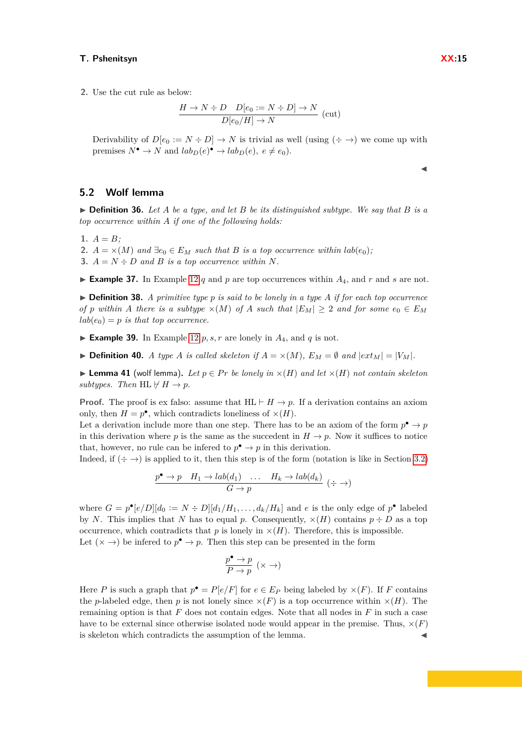2. Use the cut rule as below:

$$\frac{H \to N \div D \quad D[e_0 := N \div D] \to N}{D[e_0/H] \to N} \text{ (cut)}$$

Derivability of $D[e_0 := N \div D] \to N$ is trivial as well (using $(\div \to)$ we come up with premises $N^\bullet \to N$ and $lab_D(e)^\bullet \to lab_D(e)$, $e \neq e_0$).

◀

## 5.2 Wolf lemma

▶ **Definition 36.** *Let $A$ be a type, and let $B$ be its distinguished subtype. We say that $B$ is a top occurrence within $A$ if one of the following holds:*

1. $A = B$;
2. $A = \times(M)$ *and* $\exists e_0 \in E_M$ *such that* $B$ *is a top occurrence within* $lab(e_0)$;
3. $A = N \div D$ *and* $B$ *is a top occurrence within* $N$.

▶ **Example 37.** In Example 12 $q$ and $p$ are top occurrences within $A_4$, and $r$ and $s$ are not.

▶ **Definition 38.** *A primitive type $p$ is said to be lonely in a type $A$ if for each top occurrence of $p$ within $A$ there is a subtype $\times(M)$ of $A$ such that $|E_M| \geq 2$ and for some $e_0 \in E_M$ $lab(e_0) = p$ is that top occurrence.*

▶ **Example 39.** In Example 12 $p, s, r$ are lonely in $A_4$, and $q$ is not.

▶ **Definition 40.** *A type $A$ is called skeleton if $A = \times(M)$, $E_M = \emptyset$ and $|ext_M| = |V_M|$.*

▶ **Lemma 41** (wolf lemma)**.** *Let $p \in Pr$ be lonely in $\times(H)$ and let $\times(H)$ not contain skeleton subtypes. Then* $\mathrm{HL} \nvdash H \to p$.

**Proof.** The proof is ex falso: assume that $\mathrm{HL} \vdash H \to p$. If a derivation contains an axiom only, then $H = p^\bullet$, which contradicts loneliness of $\times(H)$.
Let a derivation include more than one step. There has to be an axiom of the form $p^\bullet \to p$ in this derivation where $p$ is the same as the succedent in $H \to p$. Now it suffices to notice that, however, no rule can be infered to $p^\bullet \to p$ in this derivation.
Indeed, if $(\div \to)$ is applied to it, then this step is of the form (notation is like in Section 3.2)

$$\frac{p^\bullet \to p \quad H_1 \to lab(d_1) \quad \ldots \quad H_k \to lab(d_k)}{G \to p} \ (\div \to)$$

where $G = p^\bullet[e/D][d_0 := N \div D][d_1/H_1, \ldots, d_k/H_k]$ and $e$ is the only edge of $p^\bullet$ labeled by $N$. This implies that $N$ has to equal $p$. Consequently, $\times(H)$ contains $p \div D$ as a top occurrence, which contradicts that $p$ is lonely in $\times(H)$. Therefore, this is impossible.
Let $(\times \to)$ be infered to $p^\bullet \to p$. Then this step can be presented in the form

$$\frac{p^\bullet \to p}{P \to p} \ (\times \to)$$

Here $P$ is such a graph that $p^\bullet = P[e/F]$ for $e \in E_P$ being labeled by $\times(F)$. If $F$ contains the $p$-labeled edge, then $p$ is not lonely since $\times(F)$ is a top occurrence within $\times(H)$. The remaining option is that $F$ does not contain edges. Note that all nodes in $F$ in such a case have to be external since otherwise isolated node would appear in the premise. Thus, $\times(F)$ is skeleton which contradicts the assumption of the lemma. ◀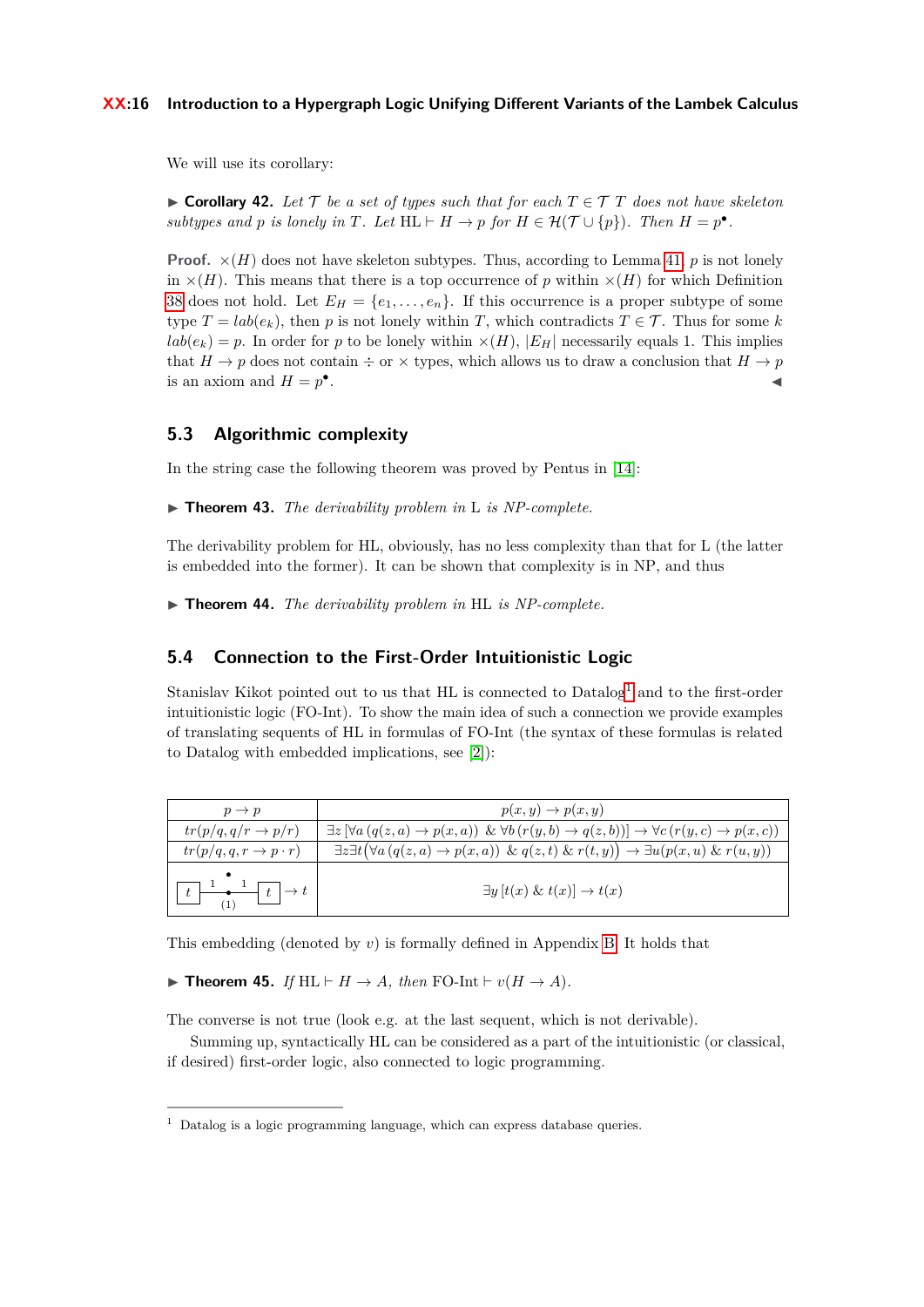We will use its corollary:

▶ **Corollary 42.** *Let $\mathcal{T}$ be a set of types such that for each $T \in \mathcal{T}$ $T$ does not have skeleton subtypes and $p$ is lonely in $T$. Let $\mathrm{HL} \vdash H \to p$ for $H \in \mathcal{H}(\mathcal{T} \cup \{p\})$. Then $H = p^{\bullet}$.*

**Proof.** $\times(H)$ does not have skeleton subtypes. Thus, according to Lemma 41, $p$ is not lonely in $\times(H)$. This means that there is a top occurrence of $p$ within $\times(H)$ for which Definition 38 does not hold. Let $E_H = \{e_1, \dots, e_n\}$. If this occurrence is a proper subtype of some type $T = lab(e_k)$, then $p$ is not lonely within $T$, which contradicts $T \in \mathcal{T}$. Thus for some $k$ $lab(e_k) = p$. In order for $p$ to be lonely within $\times(H)$, $|E_H|$ necessarily equals 1. This implies that $H \to p$ does not contain $\div$ or $\times$ types, which allows us to draw a conclusion that $H \to p$ is an axiom and $H = p^{\bullet}$. ◀

## 5.3 Algorithmic complexity

In the string case the following theorem was proved by Pentus in [14]:

▶ **Theorem 43.** *The derivability problem in* L *is NP-complete.*

The derivability problem for HL, obviously, has no less complexity than that for L (the latter is embedded into the former). It can be shown that complexity is in NP, and thus

▶ **Theorem 44.** *The derivability problem in* HL *is NP-complete.*

## 5.4 Connection to the First-Order Intuitionistic Logic

Stanislav Kikot pointed out to us that HL is connected to Datalog[1] and to the first-order intuitionistic logic (FO-Int). To show the main idea of such a connection we provide examples of translating sequents of HL in formulas of FO-Int (the syntax of these formulas is related to Datalog with embedded implications, see [2]):

| | |
|---|---|
| $p \to p$ | $p(x,y) \to p(x,y)$ |
| $tr(p/q, q/r \to p/r)$ | $\exists z\,[\forall a\,(q(z,a) \to p(x,a))\ \&\ \forall b\,(r(y,b) \to q(z,b))] \to \forall c\,(r(y,c) \to p(x,c))$ |
| $tr(p/q, q, r \to p \cdot r)$ | $\exists z \exists t\big(\forall a\,(q(z,a) \to p(x,a))\ \&\ q(z,t)\ \&\ r(t,y)\big) \to \exists u(p(x,u)\ \&\ r(u,y))$ |
| [hypergraph: $t$ –1– •(1) –1– $t$, with external node •] $\to t$ | $\exists y\,[t(x)\ \&\ t(x)] \to t(x)$ |

This embedding (denoted by $v$) is formally defined in Appendix B. It holds that

▶ **Theorem 45.** *If* $\mathrm{HL} \vdash H \to A$*, then* $\mathrm{FO\text{-}Int} \vdash v(H \to A)$.

The converse is not true (look e.g. at the last sequent, which is not derivable).

Summing up, syntactically HL can be considered as a part of the intuitionistic (or classical, if desired) first-order logic, also connected to logic programming.

[1] Datalog is a logic programming language, which can express database queries.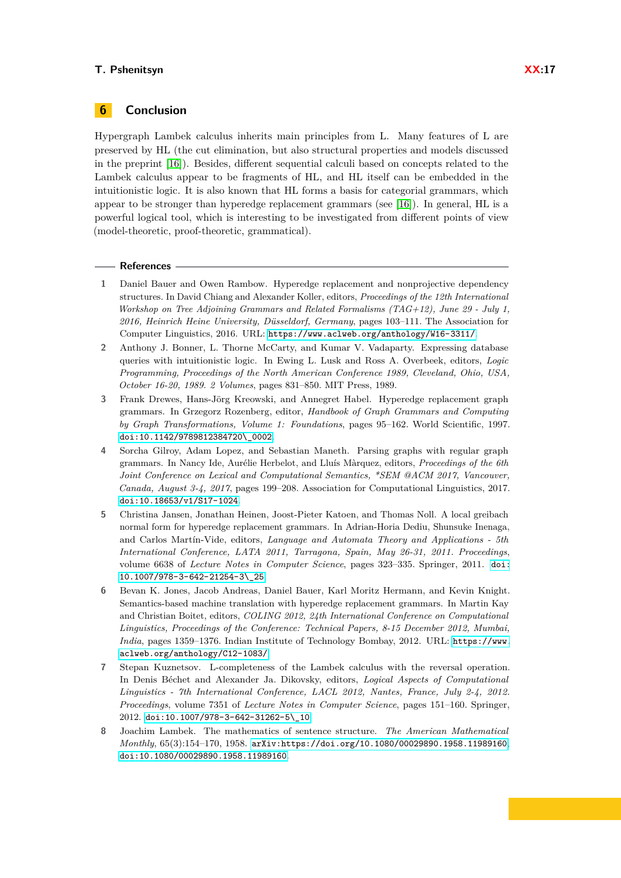## 6 Conclusion

Hypergraph Lambek calculus inherits main principles from L. Many features of L are preserved by HL (the cut elimination, but also structural properties and models discussed in the preprint [16]). Besides, different sequential calculi based on concepts related to the Lambek calculus appear to be fragments of HL, and HL itself can be embedded in the intuitionistic logic. It is also known that HL forms a basis for categorial grammars, which appear to be stronger than hyperedge replacement grammars (see [16]). In general, HL is a powerful logical tool, which is interesting to be investigated from different points of view (model-theoretic, proof-theoretic, grammatical).

## References

1. Daniel Bauer and Owen Rambow. Hyperedge replacement and nonprojective dependency structures. In David Chiang and Alexander Koller, editors, *Proceedings of the 12th International Workshop on Tree Adjoining Grammars and Related Formalisms (TAG+12), June 29 - July 1, 2016, Heinrich Heine University, Düsseldorf, Germany*, pages 103–111. The Association for Computer Linguistics, 2016. URL: https://www.aclweb.org/anthology/W16-3311/.
2. Anthony J. Bonner, L. Thorne McCarty, and Kumar V. Vadaparty. Expressing database queries with intuitionistic logic. In Ewing L. Lusk and Ross A. Overbeek, editors, *Logic Programming, Proceedings of the North American Conference 1989, Cleveland, Ohio, USA, October 16-20, 1989. 2 Volumes*, pages 831–850. MIT Press, 1989.
3. Frank Drewes, Hans-Jörg Kreowski, and Annegret Habel. Hyperedge replacement graph grammars. In Grzegorz Rozenberg, editor, *Handbook of Graph Grammars and Computing by Graph Transformations, Volume 1: Foundations*, pages 95–162. World Scientific, 1997. doi:10.1142/9789812384720\_0002.
4. Sorcha Gilroy, Adam Lopez, and Sebastian Maneth. Parsing graphs with regular graph grammars. In Nancy Ide, Aurélie Herbelot, and Lluís Màrquez, editors, *Proceedings of the 6th Joint Conference on Lexical and Computational Semantics, *SEM @ACM 2017, Vancouver, Canada, August 3-4, 2017*, pages 199–208. Association for Computational Linguistics, 2017. doi:10.18653/v1/S17-1024.
5. Christina Jansen, Jonathan Heinen, Joost-Pieter Katoen, and Thomas Noll. A local greibach normal form for hyperedge replacement grammars. In Adrian-Horia Dediu, Shunsuke Inenaga, and Carlos Martín-Vide, editors, *Language and Automata Theory and Applications - 5th International Conference, LATA 2011, Tarragona, Spain, May 26-31, 2011. Proceedings*, volume 6638 of *Lecture Notes in Computer Science*, pages 323–335. Springer, 2011. doi:10.1007/978-3-642-21254-3\_25.
6. Bevan K. Jones, Jacob Andreas, Daniel Bauer, Karl Moritz Hermann, and Kevin Knight. Semantics-based machine translation with hyperedge replacement grammars. In Martin Kay and Christian Boitet, editors, *COLING 2012, 24th International Conference on Computational Linguistics, Proceedings of the Conference: Technical Papers, 8-15 December 2012, Mumbai, India*, pages 1359–1376. Indian Institute of Technology Bombay, 2012. URL: https://www.aclweb.org/anthology/C12-1083/.
7. Stepan Kuznetsov. L-completeness of the Lambek calculus with the reversal operation. In Denis Béchet and Alexander Ja. Dikovsky, editors, *Logical Aspects of Computational Linguistics - 7th International Conference, LACL 2012, Nantes, France, July 2-4, 2012. Proceedings*, volume 7351 of *Lecture Notes in Computer Science*, pages 151–160. Springer, 2012. doi:10.1007/978-3-642-31262-5\_10.
8. Joachim Lambek. The mathematics of sentence structure. *The American Mathematical Monthly*, 65(3):154–170, 1958. arXiv:https://doi.org/10.1080/00029890.1958.11989160, doi:10.1080/00029890.1958.11989160.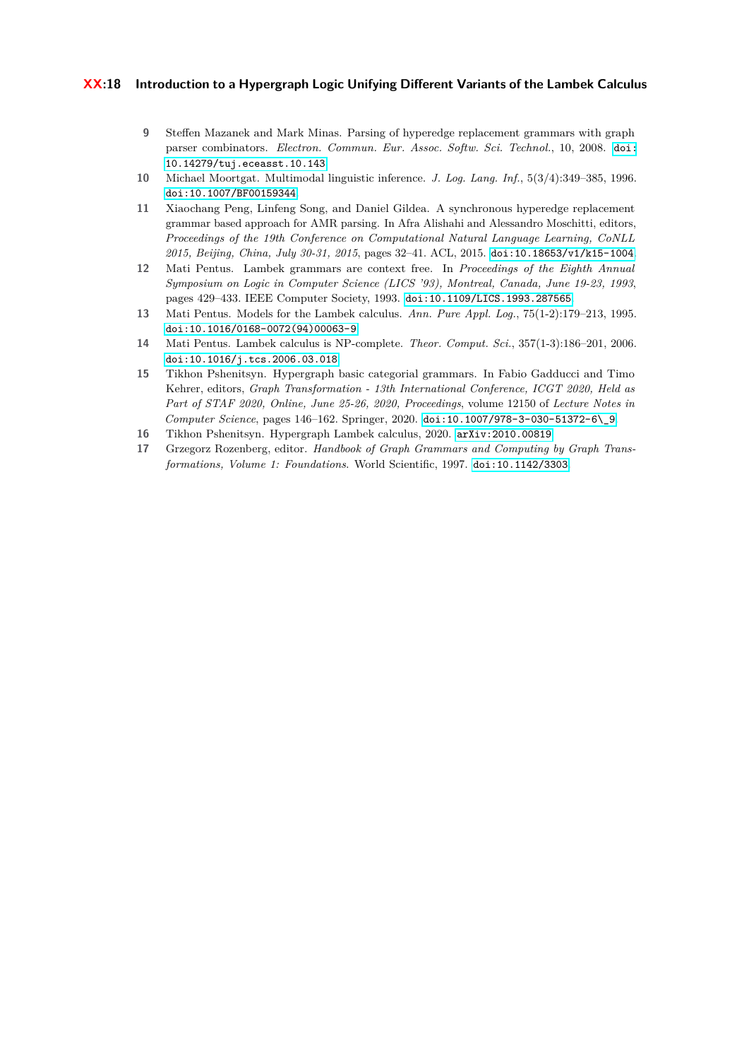9 Steffen Mazanek and Mark Minas. Parsing of hyperedge replacement grammars with graph parser combinators. *Electron. Commun. Eur. Assoc. Softw. Sci. Technol.*, 10, 2008. doi:10.14279/tuj.eceasst.10.143.

10 Michael Moortgat. Multimodal linguistic inference. *J. Log. Lang. Inf.*, 5(3/4):349–385, 1996. doi:10.1007/BF00159344.

11 Xiaochang Peng, Linfeng Song, and Daniel Gildea. A synchronous hyperedge replacement grammar based approach for AMR parsing. In Afra Alishahi and Alessandro Moschitti, editors, *Proceedings of the 19th Conference on Computational Natural Language Learning, CoNLL 2015, Beijing, China, July 30-31, 2015*, pages 32–41. ACL, 2015. doi:10.18653/v1/k15-1004.

12 Mati Pentus. Lambek grammars are context free. In *Proceedings of the Eighth Annual Symposium on Logic in Computer Science (LICS '93), Montreal, Canada, June 19-23, 1993*, pages 429–433. IEEE Computer Society, 1993. doi:10.1109/LICS.1993.287565.

13 Mati Pentus. Models for the Lambek calculus. *Ann. Pure Appl. Log.*, 75(1-2):179–213, 1995. doi:10.1016/0168-0072(94)00063-9.

14 Mati Pentus. Lambek calculus is NP-complete. *Theor. Comput. Sci.*, 357(1-3):186–201, 2006. doi:10.1016/j.tcs.2006.03.018.

15 Tikhon Pshenitsyn. Hypergraph basic categorial grammars. In Fabio Gadducci and Timo Kehrer, editors, *Graph Transformation - 13th International Conference, ICGT 2020, Held as Part of STAF 2020, Online, June 25-26, 2020, Proceedings*, volume 12150 of *Lecture Notes in Computer Science*, pages 146–162. Springer, 2020. doi:10.1007/978-3-030-51372-6\_9.

16 Tikhon Pshenitsyn. Hypergraph Lambek calculus, 2020. arXiv:2010.00819.

17 Grzegorz Rozenberg, editor. *Handbook of Graph Grammars and Computing by Graph Transformations, Volume 1: Foundations.* World Scientific, 1997. doi:10.1142/3303.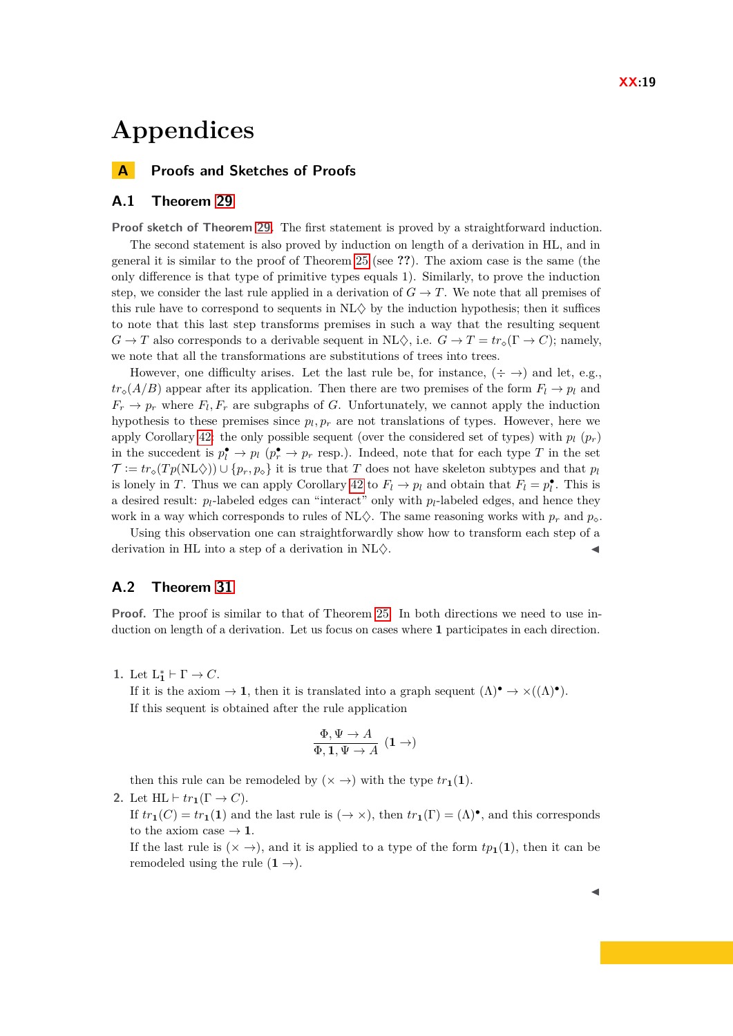# Appendices

## A Proofs and Sketches of Proofs

### A.1 Theorem 29

**Proof sketch of Theorem 29.** The first statement is proved by a straightforward induction.

The second statement is also proved by induction on length of a derivation in HL, and in general it is similar to the proof of Theorem 25 (see **??**). The axiom case is the same (the only difference is that type of primitive types equals 1). Similarly, to prove the induction step, we consider the last rule applied in a derivation of $G \to T$. We note that all premises of this rule have to correspond to sequents in NL$\Diamond$ by the induction hypothesis; then it suffices to note that this last step transforms premises in such a way that the resulting sequent $G \to T$ also corresponds to a derivable sequent in NL$\Diamond$, i.e. $G \to T = tr_\diamond(\Gamma \to C)$; namely, we note that all the transformations are substitutions of trees into trees.

However, one difficulty arises. Let the last rule be, for instance, $(\div \to)$ and let, e.g., $tr_\diamond(A/B)$ appear after its application. Then there are two premises of the form $F_l \to p_l$ and $F_r \to p_r$ where $F_l, F_r$ are subgraphs of $G$. Unfortunately, we cannot apply the induction hypothesis to these premises since $p_l, p_r$ are not translations of types. However, here we apply Corollary 42: the only possible sequent (over the considered set of types) with $p_l$ ($p_r$) in the succedent is $p_l^\bullet \to p_l$ ($p_r^\bullet \to p_r$ resp.). Indeed, note that for each type $T$ in the set $\mathcal{T} := tr_\diamond(Tp(\mathrm{NL}\Diamond)) \cup \{p_r, p_\diamond\}$ it is true that $T$ does not have skeleton subtypes and that $p_l$ is lonely in $T$. Thus we can apply Corollary 42 to $F_l \to p_l$ and obtain that $F_l = p_l^\bullet$. This is a desired result: $p_l$-labeled edges can "interact" only with $p_l$-labeled edges, and hence they work in a way which corresponds to rules of NL$\Diamond$. The same reasoning works with $p_r$ and $p_\diamond$.

Using this observation one can straightforwardly show how to transform each step of a derivation in HL into a step of a derivation in NL$\Diamond$. ◀

### A.2 Theorem 31

**Proof.** The proof is similar to that of Theorem 25. In both directions we need to use induction on length of a derivation. Let us focus on cases where $\mathbf{1}$ participates in each direction.

1. Let $\mathrm{L}^*_{\mathbf{1}} \vdash \Gamma \to C$.
   If it is the axiom $\to \mathbf{1}$, then it is translated into a graph sequent $(\Lambda)^\bullet \to \times((\Lambda)^\bullet)$.
   If this sequent is obtained after the rule application

$$\frac{\Phi, \Psi \to A}{\Phi, \mathbf{1}, \Psi \to A}\ (\mathbf{1} \to)$$

   then this rule can be remodeled by $(\times \to)$ with the type $tr_{\mathbf{1}}(\mathbf{1})$.
2. Let $\mathrm{HL} \vdash tr_{\mathbf{1}}(\Gamma \to C)$.
   If $tr_{\mathbf{1}}(C) = tr_{\mathbf{1}}(\mathbf{1})$ and the last rule is $(\to \times)$, then $tr_{\mathbf{1}}(\Gamma) = (\Lambda)^\bullet$, and this corresponds to the axiom case $\to \mathbf{1}$.
   If the last rule is $(\times \to)$, and it is applied to a type of the form $tp_{\mathbf{1}}(\mathbf{1})$, then it can be remodeled using the rule $(\mathbf{1} \to)$.

◀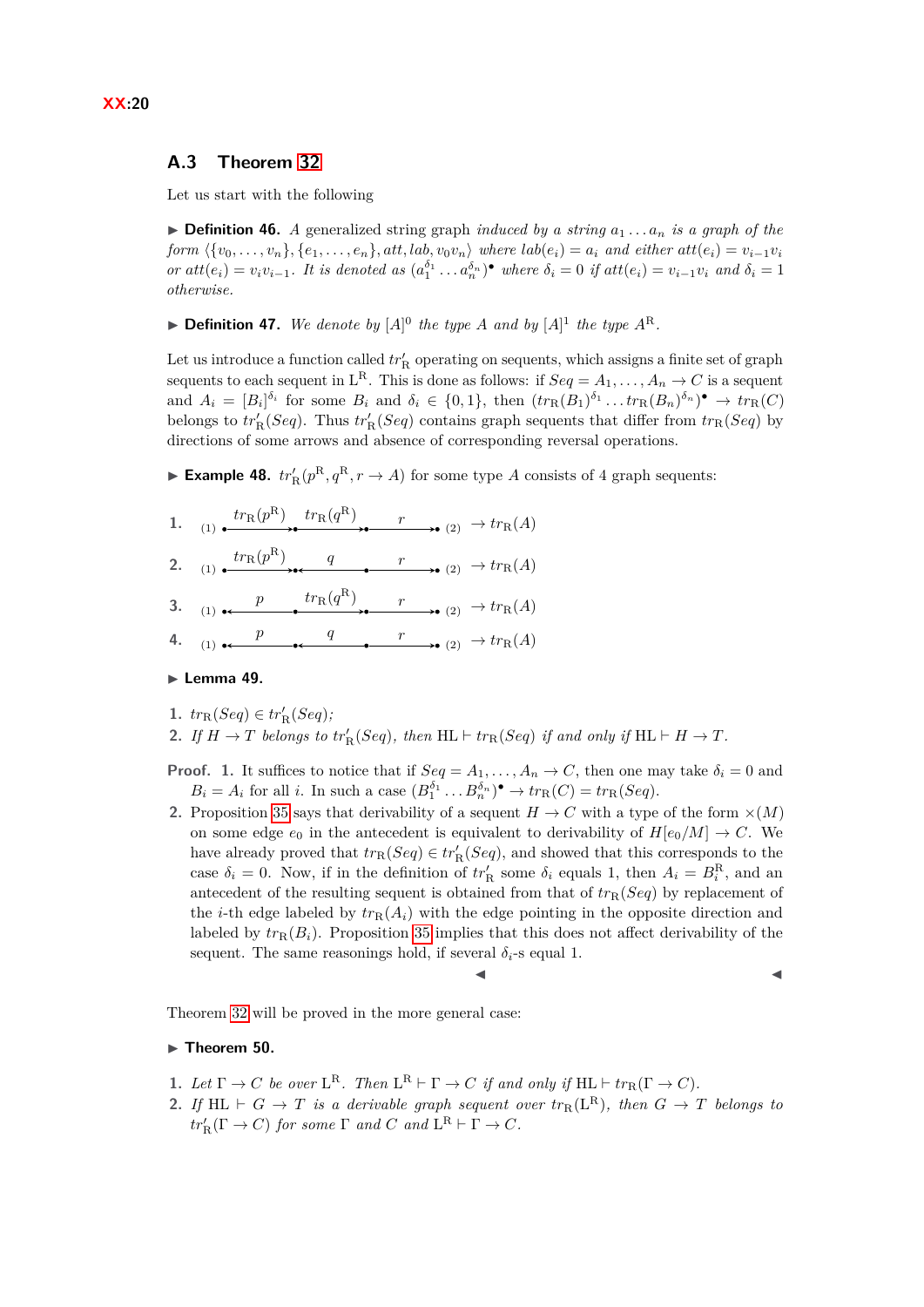## A.3 Theorem 32

Let us start with the following

▶ **Definition 46.** *A* generalized string graph *induced by a string* $a_1 \dots a_n$ *is a graph of the form* $\langle \{v_0, \dots, v_n\}, \{e_1, \dots, e_n\}, att, lab, v_0 v_n \rangle$ *where* $lab(e_i) = a_i$ *and either* $att(e_i) = v_{i-1}v_i$ *or* $att(e_i) = v_i v_{i-1}$*. It is denoted as* $(a_1^{\delta_1} \dots a_n^{\delta_n})^\bullet$ *where* $\delta_i = 0$ *if* $att(e_i) = v_{i-1}v_i$ *and* $\delta_i = 1$ *otherwise.*

▶ **Definition 47.** *We denote by* $[A]^0$ *the type* $A$ *and by* $[A]^1$ *the type* $A^{\mathrm{R}}$*.*

Let us introduce a function called $tr'_{\mathrm{R}}$ operating on sequents, which assigns a finite set of graph sequents to each sequent in $\mathrm{L^R}$. This is done as follows: if $Seq = A_1, \dots, A_n \to C$ is a sequent and $A_i = [B_i]^{\delta_i}$ for some $B_i$ and $\delta_i \in \{0, 1\}$, then $(tr_{\mathrm{R}}(B_1)^{\delta_1} \dots tr_{\mathrm{R}}(B_n)^{\delta_n})^\bullet \to tr_{\mathrm{R}}(C)$ belongs to $tr'_{\mathrm{R}}(Seq)$. Thus $tr'_{\mathrm{R}}(Seq)$ contains graph sequents that differ from $tr_{\mathrm{R}}(Seq)$ by directions of some arrows and absence of corresponding reversal operations.

▶ **Example 48.** $tr'_{\mathrm{R}}(p^{\mathrm{R}}, q^{\mathrm{R}}, r \to A)$ for some type $A$ consists of 4 graph sequents:

1. (1) $\bullet \xrightarrow{tr_{\mathrm{R}}(p^{\mathrm{R}})} \bullet \xrightarrow{tr_{\mathrm{R}}(q^{\mathrm{R}})} \bullet \xrightarrow{r} \bullet$ (2) $\to tr_{\mathrm{R}}(A)$
2. (1) $\bullet \xrightarrow{tr_{\mathrm{R}}(p^{\mathrm{R}})} \bullet \xleftarrow{q} \bullet \xrightarrow{r} \bullet$ (2) $\to tr_{\mathrm{R}}(A)$
3. (1) $\bullet \xleftarrow{p} \bullet \xrightarrow{tr_{\mathrm{R}}(q^{\mathrm{R}})} \bullet \xrightarrow{r} \bullet$ (2) $\to tr_{\mathrm{R}}(A)$
4. (1) $\bullet \xleftarrow{p} \bullet \xleftarrow{q} \bullet \xrightarrow{r} \bullet$ (2) $\to tr_{\mathrm{R}}(A)$

▶ **Lemma 49.**

1. $tr_{\mathrm{R}}(Seq) \in tr'_{\mathrm{R}}(Seq)$*;*
2. *If* $H \to T$ *belongs to* $tr'_{\mathrm{R}}(Seq)$*, then* $\mathrm{HL} \vdash tr_{\mathrm{R}}(Seq)$ *if and only if* $\mathrm{HL} \vdash H \to T$*.*

**Proof.**
1. It suffices to notice that if $Seq = A_1, \dots, A_n \to C$, then one may take $\delta_i = 0$ and $B_i = A_i$ for all $i$. In such a case $(B_1^{\delta_1} \dots B_n^{\delta_n})^\bullet \to tr_{\mathrm{R}}(C) = tr_{\mathrm{R}}(Seq)$.
2. Proposition 35 says that derivability of a sequent $H \to C$ with a type of the form $\times(M)$ on some edge $e_0$ in the antecedent is equivalent to derivability of $H[e_0/M] \to C$. We have already proved that $tr_{\mathrm{R}}(Seq) \in tr'_{\mathrm{R}}(Seq)$, and showed that this corresponds to the case $\delta_i = 0$. Now, if in the definition of $tr'_{\mathrm{R}}$ some $\delta_i$ equals 1, then $A_i = B_i^{\mathrm{R}}$, and an antecedent of the resulting sequent is obtained from that of $tr_{\mathrm{R}}(Seq)$ by replacement of the $i$-th edge labeled by $tr_{\mathrm{R}}(A_i)$ with the edge pointing in the opposite direction and labeled by $tr_{\mathrm{R}}(B_i)$. Proposition 35 implies that this does not affect derivability of the sequent. The same reasonings hold, if several $\delta_i$-s equal 1. ◀ ◀

Theorem 32 will be proved in the more general case:

▶ **Theorem 50.**

1. *Let* $\Gamma \to C$ *be over* $\mathrm{L^R}$*. Then* $\mathrm{L^R} \vdash \Gamma \to C$ *if and only if* $\mathrm{HL} \vdash tr_{\mathrm{R}}(\Gamma \to C)$*.*
2. *If* $\mathrm{HL} \vdash G \to T$ *is a derivable graph sequent over* $tr_{\mathrm{R}}(\mathrm{L^R})$*, then* $G \to T$ *belongs to* $tr'_{\mathrm{R}}(\Gamma \to C)$ *for some* $\Gamma$ *and* $C$ *and* $\mathrm{L^R} \vdash \Gamma \to C$*.*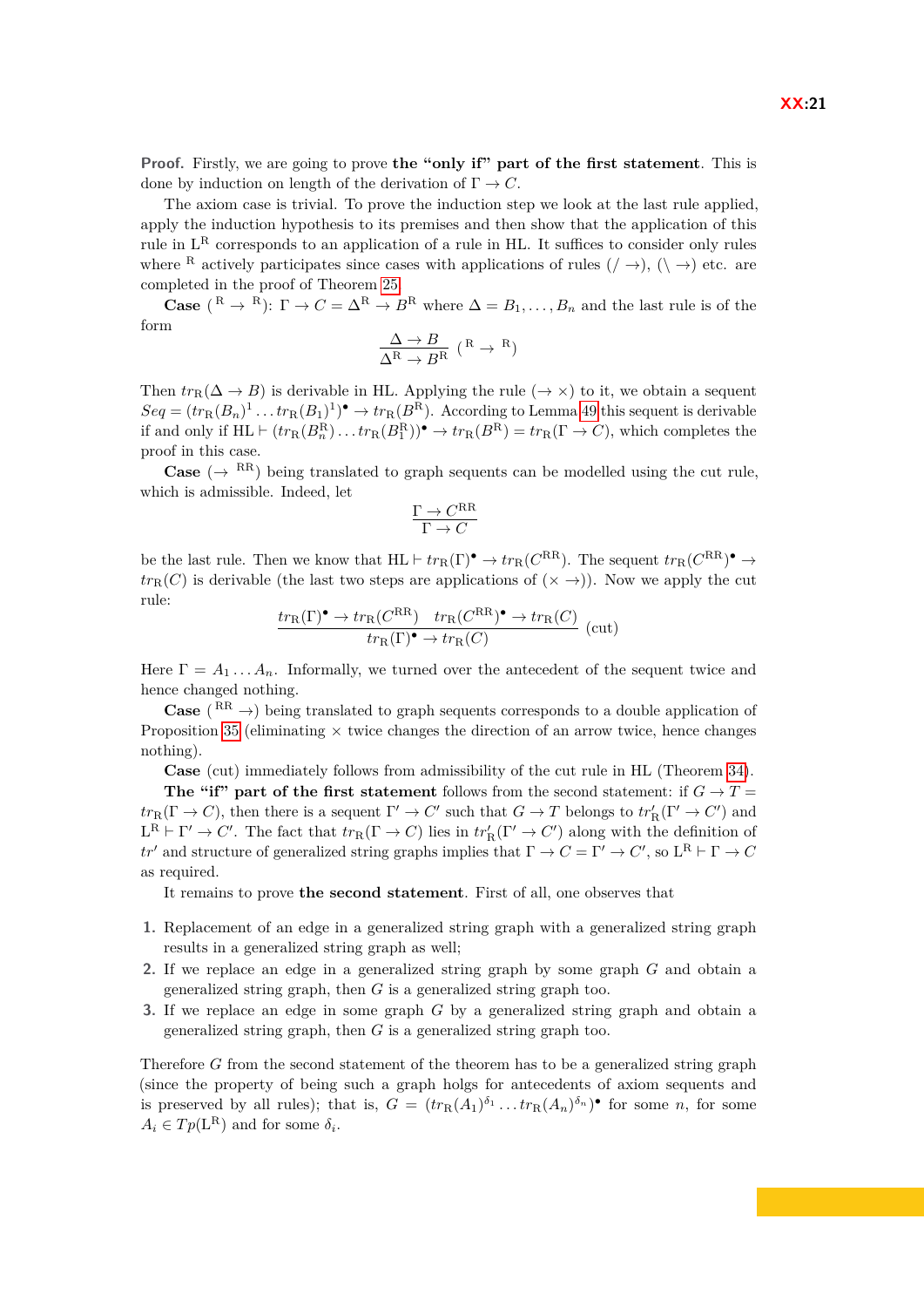**Proof.** Firstly, we are going to prove **the "only if" part of the first statement**. This is done by induction on length of the derivation of $\Gamma \to C$.

The axiom case is trivial. To prove the induction step we look at the last rule applied, apply the induction hypothesis to its premises and then show that the application of this rule in $\mathrm{L}^{\mathrm{R}}$ corresponds to an application of a rule in HL. It suffices to consider only rules where $^{\mathrm{R}}$ actively participates since cases with applications of rules $(/ \to)$, $(\backslash \to)$ etc. are completed in the proof of Theorem 25.

**Case** $(^{\mathrm{R}} \to {}^{\mathrm{R}})$: $\Gamma \to C = \Delta^{\mathrm{R}} \to B^{\mathrm{R}}$ where $\Delta = B_1, \ldots, B_n$ and the last rule is of the form

$$\frac{\Delta \to B}{\Delta^{\mathrm{R}} \to B^{\mathrm{R}}}\ (^{\mathrm{R}} \to {}^{\mathrm{R}})$$

Then $tr_{\mathrm{R}}(\Delta \to B)$ is derivable in HL. Applying the rule $(\to \times)$ to it, we obtain a sequent $Seq = (tr_{\mathrm{R}}(B_n)^1 \ldots tr_{\mathrm{R}}(B_1)^1)^\bullet \to tr_{\mathrm{R}}(B^{\mathrm{R}})$. According to Lemma 49 this sequent is derivable if and only if $\mathrm{HL} \vdash (tr_{\mathrm{R}}(B_n^{\mathrm{R}}) \ldots tr_{\mathrm{R}}(B_1^{\mathrm{R}}))^\bullet \to tr_{\mathrm{R}}(B^{\mathrm{R}}) = tr_{\mathrm{R}}(\Gamma \to C)$, which completes the proof in this case.

**Case** $(\to {}^{\mathrm{RR}})$ being translated to graph sequents can be modelled using the cut rule, which is admissible. Indeed, let

$$\frac{\Gamma \to C^{\mathrm{RR}}}{\Gamma \to C}$$

be the last rule. Then we know that $\mathrm{HL} \vdash tr_{\mathrm{R}}(\Gamma)^\bullet \to tr_{\mathrm{R}}(C^{\mathrm{RR}})$. The sequent $tr_{\mathrm{R}}(C^{\mathrm{RR}})^\bullet \to tr_{\mathrm{R}}(C)$ is derivable (the last two steps are applications of $(\times \to)$). Now we apply the cut rule:

$$\frac{tr_{\mathrm{R}}(\Gamma)^\bullet \to tr_{\mathrm{R}}(C^{\mathrm{RR}}) \quad tr_{\mathrm{R}}(C^{\mathrm{RR}})^\bullet \to tr_{\mathrm{R}}(C)}{tr_{\mathrm{R}}(\Gamma)^\bullet \to tr_{\mathrm{R}}(C)}\ (\mathrm{cut})$$

Here $\Gamma = A_1 \ldots A_n$. Informally, we turned over the antecedent of the sequent twice and hence changed nothing.

**Case** $(^{\mathrm{RR}} \to)$ being translated to graph sequents corresponds to a double application of Proposition 35 (eliminating $\times$ twice changes the direction of an arrow twice, hence changes nothing).

**Case** (cut) immediately follows from admissibility of the cut rule in HL (Theorem 34).

**The "if" part of the first statement** follows from the second statement: if $G \to T = tr_{\mathrm{R}}(\Gamma \to C)$, then there is a sequent $\Gamma' \to C'$ such that $G \to T$ belongs to $tr'_{\mathrm{R}}(\Gamma' \to C')$ and $\mathrm{L}^{\mathrm{R}} \vdash \Gamma' \to C'$. The fact that $tr_{\mathrm{R}}(\Gamma \to C)$ lies in $tr'_{\mathrm{R}}(\Gamma' \to C')$ along with the definition of $tr'$ and structure of generalized string graphs implies that $\Gamma \to C = \Gamma' \to C'$, so $\mathrm{L}^{\mathrm{R}} \vdash \Gamma \to C$ as required.

It remains to prove **the second statement**. First of all, one observes that

1. Replacement of an edge in a generalized string graph with a generalized string graph results in a generalized string graph as well;
2. If we replace an edge in a generalized string graph by some graph $G$ and obtain a generalized string graph, then $G$ is a generalized string graph too.
3. If we replace an edge in some graph $G$ by a generalized string graph and obtain a generalized string graph, then $G$ is a generalized string graph too.

Therefore $G$ from the second statement of the theorem has to be a generalized string graph (since the property of being such a graph holgs for antecedents of axiom sequents and is preserved by all rules); that is, $G = (tr_{\mathrm{R}}(A_1)^{\delta_1} \ldots tr_{\mathrm{R}}(A_n)^{\delta_n})^\bullet$ for some $n$, for some $A_i \in Tp(\mathrm{L}^{\mathrm{R}})$ and for some $\delta_i$.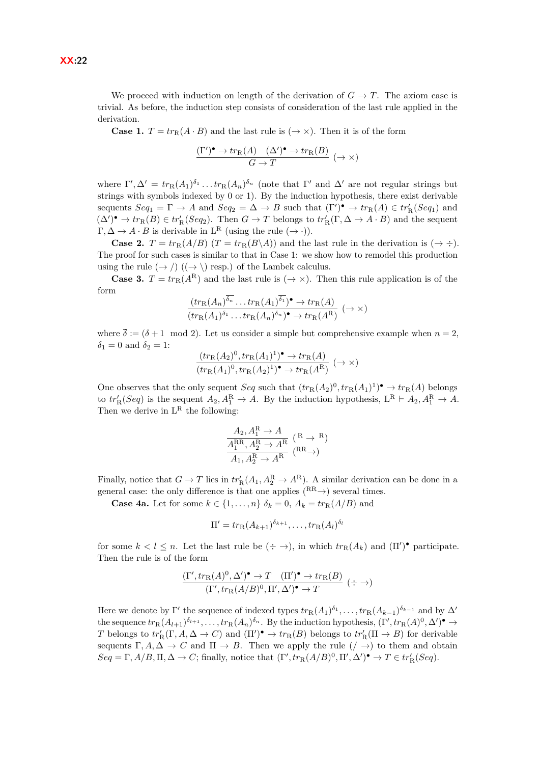We proceed with induction on length of the derivation of $G \to T$. The axiom case is trivial. As before, the induction step consists of consideration of the last rule applied in the derivation.

**Case 1.** $T = tr_{\mathrm{R}}(A \cdot B)$ and the last rule is $(\to \times)$. Then it is of the form

$$\frac{(\Gamma')^\bullet \to tr_{\mathrm{R}}(A) \quad (\Delta')^\bullet \to tr_{\mathrm{R}}(B)}{G \to T}\ (\to \times)$$

where $\Gamma', \Delta' = tr_{\mathrm{R}}(A_1)^{\delta_1} \dots tr_{\mathrm{R}}(A_n)^{\delta_n}$ (note that $\Gamma'$ and $\Delta'$ are not regular strings but strings with symbols indexed by 0 or 1). By the induction hypothesis, there exist derivable sequents $Seq_1 = \Gamma \to A$ and $Seq_2 = \Delta \to B$ such that $(\Gamma')^\bullet \to tr_{\mathrm{R}}(A) \in tr'_{\mathrm{R}}(Seq_1)$ and $(\Delta')^\bullet \to tr_{\mathrm{R}}(B) \in tr'_{\mathrm{R}}(Seq_2)$. Then $G \to T$ belongs to $tr'_{\mathrm{R}}(\Gamma, \Delta \to A \cdot B)$ and the sequent $\Gamma, \Delta \to A \cdot B$ is derivable in $\mathrm{L}^{\mathrm{R}}$ (using the rule $(\to \cdot)$).

**Case 2.** $T = tr_{\mathrm{R}}(A/B)$ ($T = tr_{\mathrm{R}}(B\backslash A)$) and the last rule in the derivation is $(\to \div)$. The proof for such cases is similar to that in Case 1: we show how to remodel this production using the rule $(\to /)$ ($(\to \backslash)$ resp.) of the Lambek calculus.

**Case 3.** $T = tr_{\mathrm{R}}(A^{\mathrm{R}})$ and the last rule is $(\to \times)$. Then this rule application is of the form

$$\frac{(tr_{\mathrm{R}}(A_n)^{\overline{\delta_n}} \dots tr_{\mathrm{R}}(A_1)^{\overline{\delta_1}})^\bullet \to tr_{\mathrm{R}}(A)}{(tr_{\mathrm{R}}(A_1)^{\delta_1} \dots tr_{\mathrm{R}}(A_n)^{\delta_n})^\bullet \to tr_{\mathrm{R}}(A^{\mathrm{R}})}\ (\to \times)$$

where $\overline{\delta} := (\delta + 1 \mod 2)$. Let us consider a simple but comprehensive example when $n = 2$, $\delta_1 = 0$ and $\delta_2 = 1$:

$$\frac{(tr_{\mathrm{R}}(A_2)^0, tr_{\mathrm{R}}(A_1)^1)^\bullet \to tr_{\mathrm{R}}(A)}{(tr_{\mathrm{R}}(A_1)^0, tr_{\mathrm{R}}(A_2)^1)^\bullet \to tr_{\mathrm{R}}(A^{\mathrm{R}})}\ (\to \times)$$

One observes that the only sequent $Seq$ such that $(tr_{\mathrm{R}}(A_2)^0, tr_{\mathrm{R}}(A_1)^1)^\bullet \to tr_{\mathrm{R}}(A)$ belongs to $tr'_{\mathrm{R}}(Seq)$ is the sequent $A_2, A_1^{\mathrm{R}} \to A$. By the induction hypothesis, $\mathrm{L}^{\mathrm{R}} \vdash A_2, A_1^{\mathrm{R}} \to A$. Then we derive in $\mathrm{L}^{\mathrm{R}}$ the following:

$$\cfrac{\cfrac{A_2, A_1^{\mathrm{R}} \to A}{A_1^{\mathrm{RR}}, A_2^{\mathrm{R}} \to A^{\mathrm{R}}}\ ({}^{\mathrm{R}} \to {}^{\mathrm{R}})}{A_1, A_2^{\mathrm{R}} \to A^{\mathrm{R}}}\ ({}^{\mathrm{RR}}\to)$$

Finally, notice that $G \to T$ lies in $tr'_{\mathrm{R}}(A_1, A_2^{\mathrm{R}} \to A^{\mathrm{R}})$. A similar derivation can be done in a general case: the only difference is that one applies $({}^{\mathrm{RR}}\to)$ several times.

**Case 4a.** Let for some $k \in \{1, \dots, n\}$ $\delta_k = 0$, $A_k = tr_{\mathrm{R}}(A/B)$ and

$$\Pi' = tr_{\mathrm{R}}(A_{k+1})^{\delta_{k+1}}, \dots, tr_{\mathrm{R}}(A_l)^{\delta_l}$$

for some $k < l \leq n$. Let the last rule be $(\div \to)$, in which $tr_{\mathrm{R}}(A_k)$ and $(\Pi')^\bullet$ participate. Then the rule is of the form

$$\frac{(\Gamma', tr_{\mathrm{R}}(A)^0, \Delta')^\bullet \to T \quad (\Pi')^\bullet \to tr_{\mathrm{R}}(B)}{(\Gamma', tr_{\mathrm{R}}(A/B)^0, \Pi', \Delta')^\bullet \to T}\ (\div \to)$$

Here we denote by $\Gamma'$ the sequence of indexed types $tr_{\mathrm{R}}(A_1)^{\delta_1}, \dots, tr_{\mathrm{R}}(A_{k-1})^{\delta_{k-1}}$ and by $\Delta'$ the sequence $tr_{\mathrm{R}}(A_{l+1})^{\delta_{l+1}}, \dots, tr_{\mathrm{R}}(A_n)^{\delta_n}$. By the induction hypothesis, $(\Gamma', tr_{\mathrm{R}}(A)^0, \Delta')^\bullet \to T$ belongs to $tr'_{\mathrm{R}}(\Gamma, A, \Delta \to C)$ and $(\Pi')^\bullet \to tr_{\mathrm{R}}(B)$ belongs to $tr'_{\mathrm{R}}(\Pi \to B)$ for derivable sequents $\Gamma, A, \Delta \to C$ and $\Pi \to B$. Then we apply the rule $(/ \to)$ to them and obtain $Seq = \Gamma, A/B, \Pi, \Delta \to C$; finally, notice that $(\Gamma', tr_{\mathrm{R}}(A/B)^0, \Pi', \Delta')^\bullet \to T \in tr'_{\mathrm{R}}(Seq)$.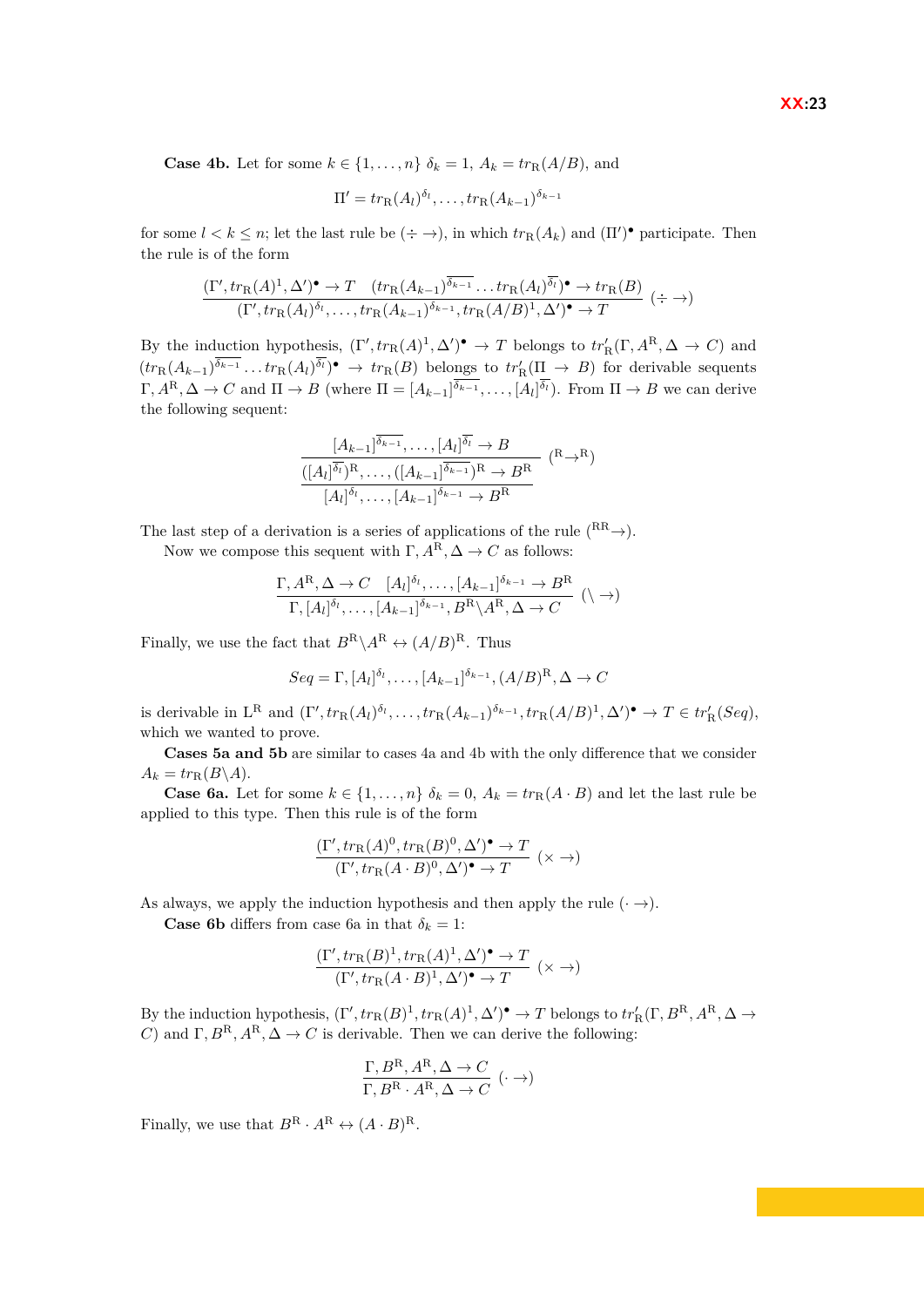**Case 4b.** Let for some $k \in \{1,\dots,n\}$ $\delta_k = 1$, $A_k = tr_{\mathrm{R}}(A/B)$, and

$$\Pi' = tr_{\mathrm{R}}(A_l)^{\delta_l}, \dots, tr_{\mathrm{R}}(A_{k-1})^{\delta_{k-1}}$$

for some $l < k \le n$; let the last rule be $(\div \to)$, in which $tr_{\mathrm{R}}(A_k)$ and $(\Pi')^\bullet$ participate. Then the rule is of the form

$$\frac{(\Gamma', tr_{\mathrm{R}}(A)^1, \Delta')^\bullet \to T \quad (tr_{\mathrm{R}}(A_{k-1})^{\overline{\delta_{k-1}}} \dots tr_{\mathrm{R}}(A_l)^{\overline{\delta_l}})^\bullet \to tr_{\mathrm{R}}(B)}{(\Gamma', tr_{\mathrm{R}}(A_l)^{\delta_l}, \dots, tr_{\mathrm{R}}(A_{k-1})^{\delta_{k-1}}, tr_{\mathrm{R}}(A/B)^1, \Delta')^\bullet \to T} \ (\div \to)$$

By the induction hypothesis, $(\Gamma', tr_{\mathrm{R}}(A)^1, \Delta')^\bullet \to T$ belongs to $tr'_{\mathrm{R}}(\Gamma, A^{\mathrm{R}}, \Delta \to C)$ and $(tr_{\mathrm{R}}(A_{k-1})^{\overline{\delta_{k-1}}} \dots tr_{\mathrm{R}}(A_l)^{\overline{\delta_l}})^\bullet \to tr_{\mathrm{R}}(B)$ belongs to $tr'_{\mathrm{R}}(\Pi \to B)$ for derivable sequents $\Gamma, A^{\mathrm{R}}, \Delta \to C$ and $\Pi \to B$ (where $\Pi = [A_{k-1}]^{\overline{\delta_{k-1}}}, \dots, [A_l]^{\overline{\delta_l}}$). From $\Pi \to B$ we can derive the following sequent:

$$\cfrac{\cfrac{[A_{k-1}]^{\overline{\delta_{k-1}}}, \dots, [A_l]^{\overline{\delta_l}} \to B}{([A_l]^{\overline{\delta_l}})^{\mathrm{R}}, \dots, ([A_{k-1}]^{\overline{\delta_{k-1}}})^{\mathrm{R}} \to B^{\mathrm{R}}} \ ({}^{\mathrm{R}}\!\to^{\mathrm{R}})}{[A_l]^{\delta_l}, \dots, [A_{k-1}]^{\delta_{k-1}} \to B^{\mathrm{R}}}$$

The last step of a derivation is a series of applications of the rule $({}^{\mathrm{RR}}\!\to)$.

Now we compose this sequent with $\Gamma, A^{\mathrm{R}}, \Delta \to C$ as follows:

$$\frac{\Gamma, A^{\mathrm{R}}, \Delta \to C \quad [A_l]^{\delta_l}, \dots, [A_{k-1}]^{\delta_{k-1}} \to B^{\mathrm{R}}}{\Gamma, [A_l]^{\delta_l}, \dots, [A_{k-1}]^{\delta_{k-1}}, B^{\mathrm{R}}\backslash A^{\mathrm{R}}, \Delta \to C} \ (\backslash \to)$$

Finally, we use the fact that $B^{\mathrm{R}}\backslash A^{\mathrm{R}} \leftrightarrow (A/B)^{\mathrm{R}}$. Thus

$$Seq = \Gamma, [A_l]^{\delta_l}, \dots, [A_{k-1}]^{\delta_{k-1}}, (A/B)^{\mathrm{R}}, \Delta \to C$$

is derivable in $\mathrm{L}^{\mathrm{R}}$ and $(\Gamma', tr_{\mathrm{R}}(A_l)^{\delta_l}, \dots, tr_{\mathrm{R}}(A_{k-1})^{\delta_{k-1}}, tr_{\mathrm{R}}(A/B)^1, \Delta')^\bullet \to T \in tr'_{\mathrm{R}}(Seq)$, which we wanted to prove.

**Cases 5a and 5b** are similar to cases 4a and 4b with the only difference that we consider $A_k = tr_{\mathrm{R}}(B\backslash A)$.

**Case 6a.** Let for some $k \in \{1,\dots,n\}$ $\delta_k = 0$, $A_k = tr_{\mathrm{R}}(A \cdot B)$ and let the last rule be applied to this type. Then this rule is of the form

$$\frac{(\Gamma', tr_{\mathrm{R}}(A)^0, tr_{\mathrm{R}}(B)^0, \Delta')^\bullet \to T}{(\Gamma', tr_{\mathrm{R}}(A \cdot B)^0, \Delta')^\bullet \to T} \ (\times \to)$$

As always, we apply the induction hypothesis and then apply the rule $(\cdot \to)$.

**Case 6b** differs from case 6a in that $\delta_k = 1$:

$$\frac{(\Gamma', tr_{\mathrm{R}}(B)^1, tr_{\mathrm{R}}(A)^1, \Delta')^\bullet \to T}{(\Gamma', tr_{\mathrm{R}}(A \cdot B)^1, \Delta')^\bullet \to T} \ (\times \to)$$

By the induction hypothesis, $(\Gamma', tr_{\mathrm{R}}(B)^1, tr_{\mathrm{R}}(A)^1, \Delta')^\bullet \to T$ belongs to $tr'_{\mathrm{R}}(\Gamma, B^{\mathrm{R}}, A^{\mathrm{R}}, \Delta \to C)$ and $\Gamma, B^{\mathrm{R}}, A^{\mathrm{R}}, \Delta \to C$ is derivable. Then we can derive the following:

$$\frac{\Gamma, B^{\mathrm{R}}, A^{\mathrm{R}}, \Delta \to C}{\Gamma, B^{\mathrm{R}} \cdot A^{\mathrm{R}}, \Delta \to C} \ (\cdot \to)$$

Finally, we use that $B^{\mathrm{R}} \cdot A^{\mathrm{R}} \leftrightarrow (A \cdot B)^{\mathrm{R}}$.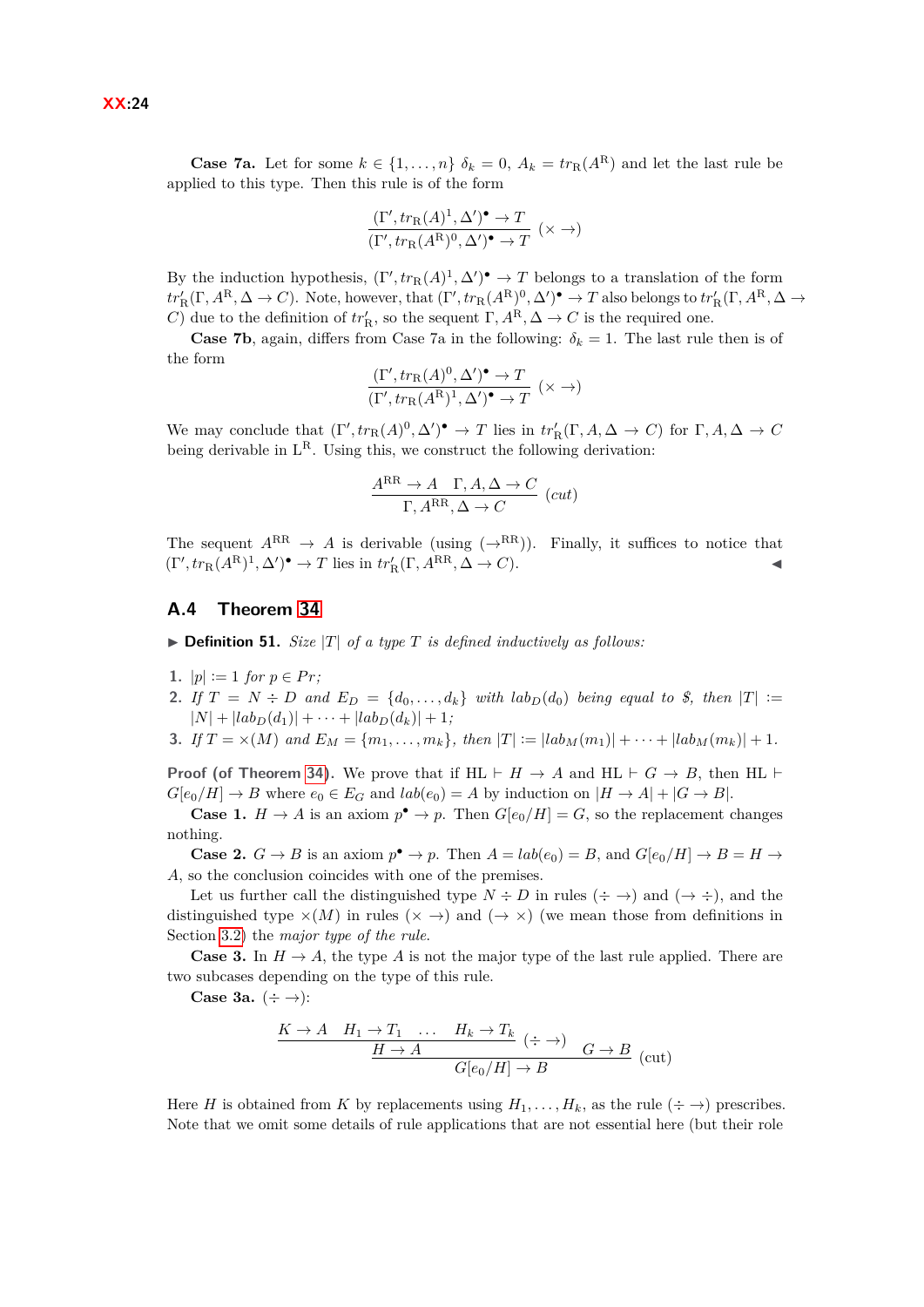**Case 7a.** Let for some $k \in \{1, \ldots, n\}$ $\delta_k = 0$, $A_k = tr_{\mathrm{R}}(A^{\mathrm{R}})$ and let the last rule be applied to this type. Then this rule is of the form

$$\frac{(\Gamma', tr_{\mathrm{R}}(A)^1, \Delta')^\bullet \to T}{(\Gamma', tr_{\mathrm{R}}(A^{\mathrm{R}})^0, \Delta')^\bullet \to T}\ (\times \to)$$

By the induction hypothesis, $(\Gamma', tr_{\mathrm{R}}(A)^1, \Delta')^\bullet \to T$ belongs to a translation of the form $tr'_{\mathrm{R}}(\Gamma, A^{\mathrm{R}}, \Delta \to C)$. Note, however, that $(\Gamma', tr_{\mathrm{R}}(A^{\mathrm{R}})^0, \Delta')^\bullet \to T$ also belongs to $tr'_{\mathrm{R}}(\Gamma, A^{\mathrm{R}}, \Delta \to C)$ due to the definition of $tr'_{\mathrm{R}}$, so the sequent $\Gamma, A^{\mathrm{R}}, \Delta \to C$ is the required one.

**Case 7b**, again, differs from Case 7a in the following: $\delta_k = 1$. The last rule then is of the form

$$\frac{(\Gamma', tr_{\mathrm{R}}(A)^0, \Delta')^\bullet \to T}{(\Gamma', tr_{\mathrm{R}}(A^{\mathrm{R}})^1, \Delta')^\bullet \to T}\ (\times \to)$$

We may conclude that $(\Gamma', tr_{\mathrm{R}}(A)^0, \Delta')^\bullet \to T$ lies in $tr'_{\mathrm{R}}(\Gamma, A, \Delta \to C)$ for $\Gamma, A, \Delta \to C$ being derivable in $\mathrm{L}^{\mathrm{R}}$. Using this, we construct the following derivation:

$$\frac{A^{\mathrm{RR}} \to A \quad \Gamma, A, \Delta \to C}{\Gamma, A^{\mathrm{RR}}, \Delta \to C}\ (cut)$$

The sequent $A^{\mathrm{RR}} \to A$ is derivable (using $(\to^{\mathrm{RR}})$). Finally, it suffices to notice that $(\Gamma', tr_{\mathrm{R}}(A^{\mathrm{R}})^1, \Delta')^\bullet \to T$ lies in $tr'_{\mathrm{R}}(\Gamma, A^{\mathrm{RR}}, \Delta \to C)$. ◀

## A.4 Theorem 34

▶ **Definition 51.** *Size $|T|$ of a type $T$ is defined inductively as follows:*

1. $|p| := 1$ *for* $p \in Pr$*;*
2. *If* $T = N \div D$ *and* $E_D = \{d_0, \ldots, d_k\}$ *with* $lab_D(d_0)$ *being equal to* \$*, then* $|T| := |N| + |lab_D(d_1)| + \cdots + |lab_D(d_k)| + 1$*;*
3. *If* $T = \times(M)$ *and* $E_M = \{m_1, \ldots, m_k\}$*, then* $|T| := |lab_M(m_1)| + \cdots + |lab_M(m_k)| + 1$.

**Proof (of Theorem 34).** We prove that if $\mathrm{HL} \vdash H \to A$ and $\mathrm{HL} \vdash G \to B$, then $\mathrm{HL} \vdash G[e_0/H] \to B$ where $e_0 \in E_G$ and $lab(e_0) = A$ by induction on $|H \to A| + |G \to B|$.

**Case 1.** $H \to A$ is an axiom $p^\bullet \to p$. Then $G[e_0/H] = G$, so the replacement changes nothing.

**Case 2.** $G \to B$ is an axiom $p^\bullet \to p$. Then $A = lab(e_0) = B$, and $G[e_0/H] \to B = H \to A$, so the conclusion coincides with one of the premises.

Let us further call the distinguished type $N \div D$ in rules $(\div \to)$ and $(\to \div)$, and the distinguished type $\times(M)$ in rules $(\times \to)$ and $(\to \times)$ (we mean those from definitions in Section 3.2) the *major type of the rule.*

**Case 3.** In $H \to A$, the type $A$ is not the major type of the last rule applied. There are two subcases depending on the type of this rule.

**Case 3a.** $(\div \to)$:

$$\cfrac{\cfrac{K \to A \quad H_1 \to T_1 \quad \ldots \quad H_k \to T_k}{H \to A}\ (\div \to) \qquad G \to B}{G[e_0/H] \to B}\ (\mathrm{cut})$$

Here $H$ is obtained from $K$ by replacements using $H_1, \ldots, H_k$, as the rule $(\div \to)$ prescribes. Note that we omit some details of rule applications that are not essential here (but their role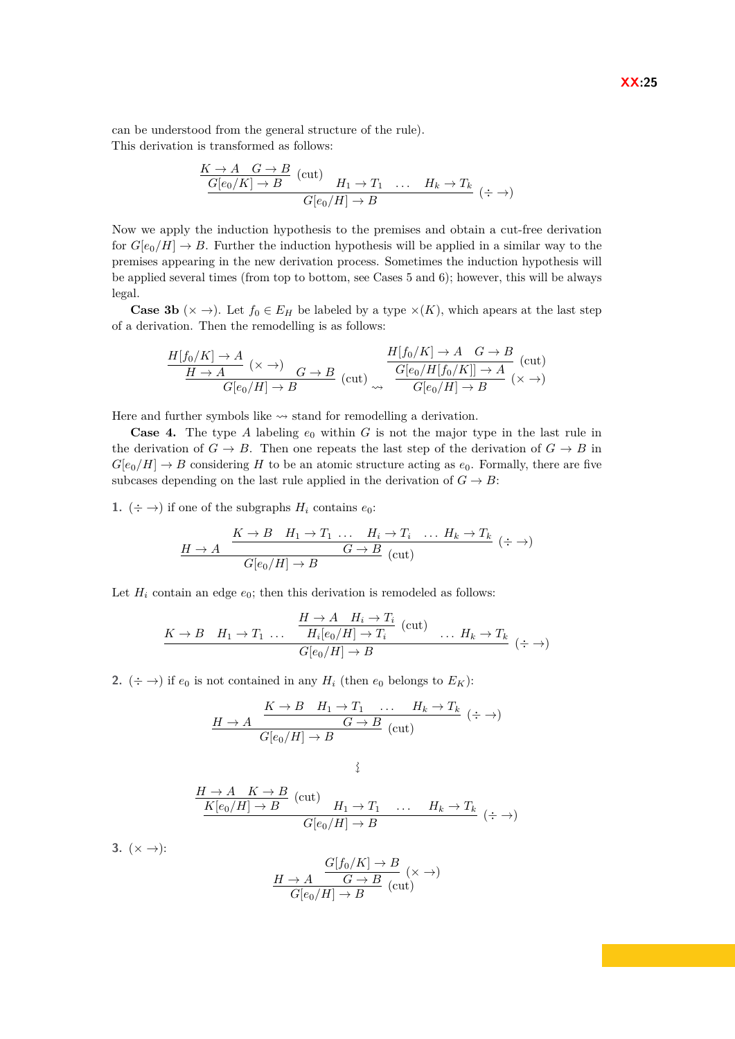can be understood from the general structure of the rule).
This derivation is transformed as follows:

$$\dfrac{\dfrac{K \to A \quad G \to B}{G[e_0/K] \to B}\,(\text{cut}) \quad H_1 \to T_1 \quad \ldots \quad H_k \to T_k}{G[e_0/H] \to B}\,(\div \to)$$

Now we apply the induction hypothesis to the premises and obtain a cut-free derivation for $G[e_0/H] \to B$. Further the induction hypothesis will be applied in a similar way to the premises appearing in the new derivation process. Sometimes the induction hypothesis will be applied several times (from top to bottom, see Cases 5 and 6); however, this will be always legal.

**Case 3b** ($\times \to$). Let $f_0 \in E_H$ be labeled by a type $\times(K)$, which apears at the last step of a derivation. Then the remodelling is as follows:

$$\dfrac{\dfrac{H[f_0/K] \to A}{H \to A}\,(\times \to) \quad G \to B}{G[e_0/H] \to B}\,(\text{cut}) \rightsquigarrow \dfrac{\dfrac{H[f_0/K] \to A \quad G \to B}{G[e_0/H[f_0/K]] \to A}\,(\text{cut})}{G[e_0/H] \to B}\,(\times \to)$$

Here and further symbols like $\rightsquigarrow$ stand for remodelling a derivation.

**Case 4.** The type $A$ labeling $e_0$ within $G$ is not the major type in the last rule in the derivation of $G \to B$. Then one repeats the last step of the derivation of $G \to B$ in $G[e_0/H] \to B$ considering $H$ to be an atomic structure acting as $e_0$. Formally, there are five subcases depending on the last rule applied in the derivation of $G \to B$:

**1.** $(\div \to)$ if one of the subgraphs $H_i$ contains $e_0$:

$$\dfrac{H \to A \quad \dfrac{K \to B \quad H_1 \to T_1 \ \ldots \quad H_i \to T_i \quad \ldots\ H_k \to T_k}{G \to B}\,(\div \to)}{G[e_0/H] \to B}\,(\text{cut})$$

Let $H_i$ contain an edge $e_0$; then this derivation is remodeled as follows:

$$\dfrac{K \to B \quad H_1 \to T_1 \ \ldots \quad \dfrac{H \to A \quad H_i \to T_i}{H_i[e_0/H] \to T_i}\,(\text{cut}) \quad \ldots\ H_k \to T_k}{G[e_0/H] \to B}\,(\div \to)$$

**2.** $(\div \to)$ if $e_0$ is not contained in any $H_i$ (then $e_0$ belongs to $E_K$):

$$\dfrac{H \to A \quad \dfrac{K \to B \quad H_1 \to T_1 \quad \ldots \quad H_k \to T_k}{G \to B}\,(\div \to)}{G[e_0/H] \to B}\,(\text{cut})$$

$$\rightsquigarrow$$

$$\dfrac{\dfrac{H \to A \quad K \to B}{K[e_0/H] \to B}\,(\text{cut}) \quad H_1 \to T_1 \quad \ldots \quad H_k \to T_k}{G[e_0/H] \to B}\,(\div \to)$$

**3.** $(\times \to)$:

$$\dfrac{H \to A \quad \dfrac{G[f_0/K] \to B}{G \to B}\,(\times \to)}{G[e_0/H] \to B}\,(\text{cut})$$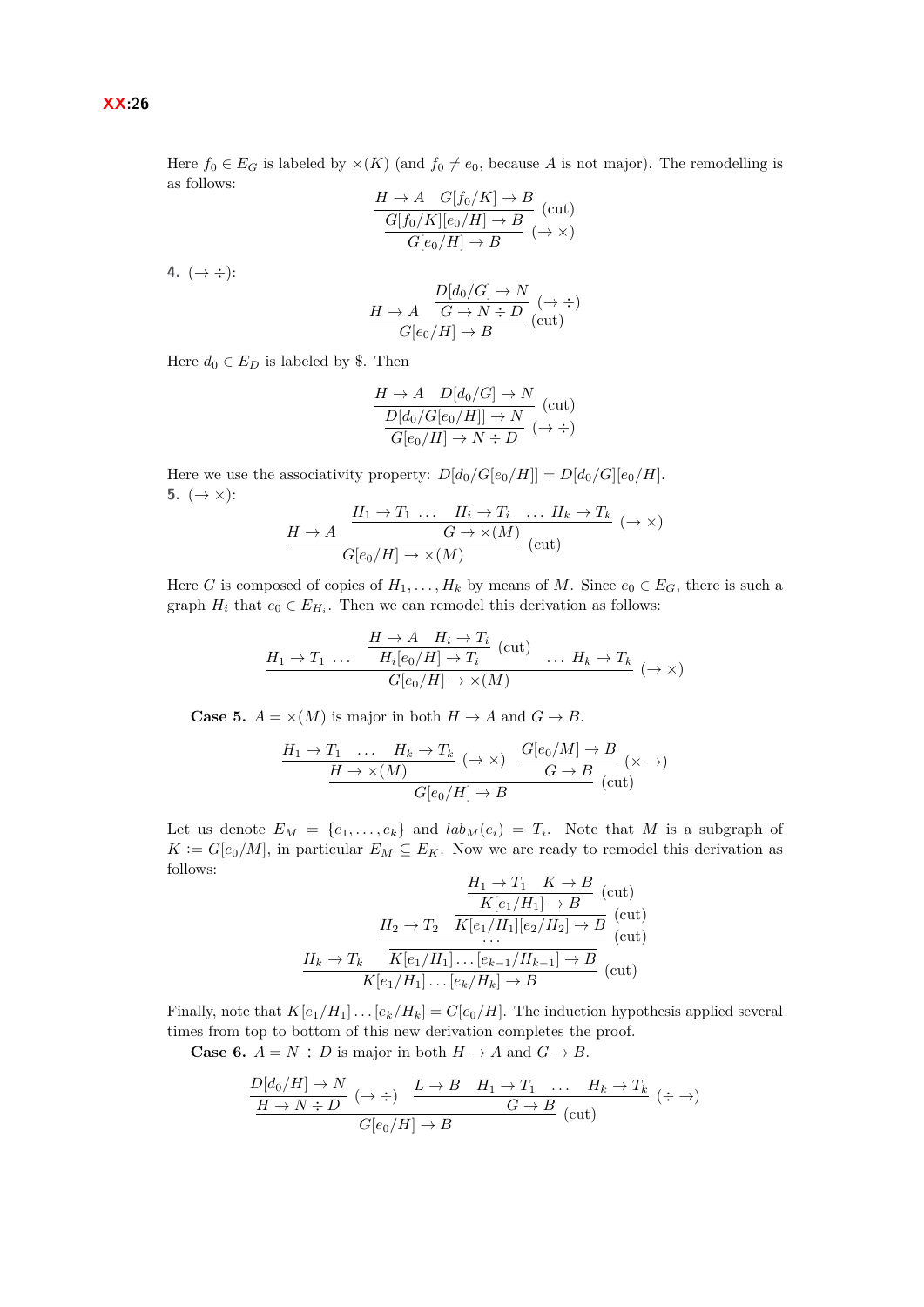Here $f_0 \in E_G$ is labeled by $\times(K)$ (and $f_0 \neq e_0$, because $A$ is not major). The remodelling is as follows:

$$\dfrac{\dfrac{H \to A \quad G[f_0/K] \to B}{G[f_0/K][e_0/H] \to B}\ (\text{cut})}{G[e_0/H] \to B}\ (\to \times)$$

**4.** $(\to \div)$:

$$\dfrac{H \to A \quad \dfrac{D[d_0/G] \to N}{G \to N \div D}\ (\to \div)}{G[e_0/H] \to B}\ (\text{cut})$$

Here $d_0 \in E_D$ is labeled by \$. Then

$$\dfrac{\dfrac{H \to A \quad D[d_0/G] \to N}{D[d_0/G[e_0/H]] \to N}\ (\text{cut})}{G[e_0/H] \to N \div D}\ (\to \div)$$

Here we use the associativity property: $D[d_0/G[e_0/H]] = D[d_0/G][e_0/H]$.

**5.** $(\to \times)$:

$$\dfrac{H \to A \quad \dfrac{H_1 \to T_1 \ \ldots \quad H_i \to T_i \quad \ldots \ H_k \to T_k}{G \to \times(M)}\ (\to \times)}{G[e_0/H] \to \times(M)}\ (\text{cut})$$

Here $G$ is composed of copies of $H_1, \ldots, H_k$ by means of $M$. Since $e_0 \in E_G$, there is such a graph $H_i$ that $e_0 \in E_{H_i}$. Then we can remodel this derivation as follows:

$$\dfrac{H_1 \to T_1 \ \ldots \quad \dfrac{H \to A \quad H_i \to T_i}{H_i[e_0/H] \to T_i}\ (\text{cut}) \quad \ldots \ H_k \to T_k}{G[e_0/H] \to \times(M)}\ (\to \times)$$

**Case 5.** $A = \times(M)$ is major in both $H \to A$ and $G \to B$.

$$\dfrac{\dfrac{H_1 \to T_1 \quad \ldots \quad H_k \to T_k}{H \to \times(M)}\ (\to \times) \quad \dfrac{G[e_0/M] \to B}{G \to B}\ (\times \to)}{G[e_0/H] \to B}\ (\text{cut})$$

Let us denote $E_M = \{e_1, \ldots, e_k\}$ and $lab_M(e_i) = T_i$. Note that $M$ is a subgraph of $K := G[e_0/M]$, in particular $E_M \subseteq E_K$. Now we are ready to remodel this derivation as follows:

$$\dfrac{H_k \to T_k \quad \dfrac{\dfrac{H_2 \to T_2 \quad \dfrac{H_1 \to T_1 \quad K \to B}{K[e_1/H_1] \to B}\ (\text{cut})}{K[e_1/H_1][e_2/H_2] \to B}\ (\text{cut})}{\dfrac{\cdots}{K[e_1/H_1] \ldots [e_{k-1}/H_{k-1}] \to B}}\ (\text{cut})}{K[e_1/H_1] \ldots [e_k/H_k] \to B}\ (\text{cut})$$

Finally, note that $K[e_1/H_1] \ldots [e_k/H_k] = G[e_0/H]$. The induction hypothesis applied several times from top to bottom of this new derivation completes the proof.

**Case 6.** $A = N \div D$ is major in both $H \to A$ and $G \to B$.

$$\dfrac{\dfrac{D[d_0/H] \to N}{H \to N \div D}\ (\to \div) \quad \dfrac{L \to B \quad H_1 \to T_1 \quad \ldots \quad H_k \to T_k}{G \to B}\ (\div \to)}{G[e_0/H] \to B}\ (\text{cut})$$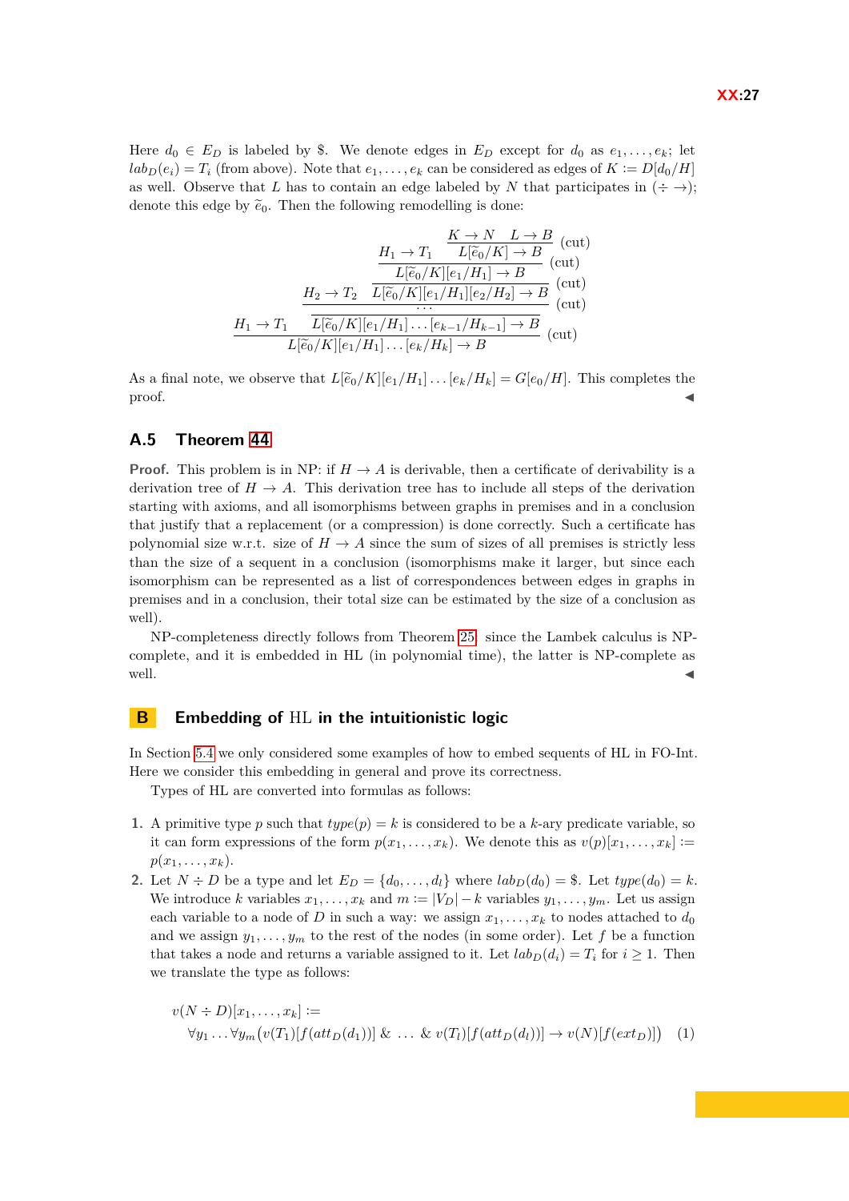Here $d_0 \in E_D$ is labeled by \$. We denote edges in $E_D$ except for $d_0$ as $e_1, \ldots, e_k$; let $lab_D(e_i) = T_i$ (from above). Note that $e_1, \ldots, e_k$ can be considered as edges of $K := D[d_0/H]$ as well. Observe that $L$ has to contain an edge labeled by $N$ that participates in $(\div \to)$; denote this edge by $\widetilde{e}_0$. Then the following remodelling is done:

$$
\dfrac{H_1 \to T_1 \qquad \dfrac{\dfrac{H_2 \to T_2 \qquad \dfrac{H_1 \to T_1 \qquad \dfrac{K \to N \quad L \to B}{L[\widetilde{e}_0/K] \to B}\,(\text{cut})}{L[\widetilde{e}_0/K][e_1/H_1] \to B}\,(\text{cut})}{L[\widetilde{e}_0/K][e_1/H_1][e_2/H_2] \to B}\,(\text{cut})}{\dfrac{\ldots}{L[\widetilde{e}_0/K][e_1/H_1]\ldots[e_{k-1}/H_{k-1}] \to B}\,(\text{cut})}}{L[\widetilde{e}_0/K][e_1/H_1]\ldots[e_k/H_k] \to B}\,(\text{cut})
$$

As a final note, we observe that $L[\widetilde{e}_0/K][e_1/H_1]\ldots[e_k/H_k] = G[e_0/H]$. This completes the proof. ◀

## A.5 Theorem 44

**Proof.** This problem is in NP: if $H \to A$ is derivable, then a certificate of derivability is a derivation tree of $H \to A$. This derivation tree has to include all steps of the derivation starting with axioms, and all isomorphisms between graphs in premises and in a conclusion that justify that a replacement (or a compression) is done correctly. Such a certificate has polynomial size w.r.t. size of $H \to A$ since the sum of sizes of all premises is strictly less than the size of a sequent in a conclusion (isomorphisms make it larger, but since each isomorphism can be represented as a list of correspondences between edges in graphs in premises and in a conclusion, their total size can be estimated by the size of a conclusion as well).

NP-completeness directly follows from Theorem 25, since the Lambek calculus is NP-complete, and it is embedded in HL (in polynomial time), the latter is NP-complete as well. ◀

# B Embedding of HL in the intuitionistic logic

In Section 5.4 we only considered some examples of how to embed sequents of HL in FO-Int. Here we consider this embedding in general and prove its correctness.

Types of HL are converted into formulas as follows:

1. A primitive type $p$ such that $type(p) = k$ is considered to be a $k$-ary predicate variable, so it can form expressions of the form $p(x_1, \ldots, x_k)$. We denote this as $v(p)[x_1, \ldots, x_k] := p(x_1, \ldots, x_k)$.
2. Let $N \div D$ be a type and let $E_D = \{d_0, \ldots, d_l\}$ where $lab_D(d_0) = \$$. Let $type(d_0) = k$. We introduce $k$ variables $x_1, \ldots, x_k$ and $m := |V_D| - k$ variables $y_1, \ldots, y_m$. Let us assign each variable to a node of $D$ in such a way: we assign $x_1, \ldots, x_k$ to nodes attached to $d_0$ and we assign $y_1, \ldots, y_m$ to the rest of the nodes (in some order). Let $f$ be a function that takes a node and returns a variable assigned to it. Let $lab_D(d_i) = T_i$ for $i \geq 1$. Then we translate the type as follows:

$$
v(N \div D)[x_1, \ldots, x_k] := \forall y_1 \ldots \forall y_m \big(v(T_1)[f(att_D(d_1))] \; \& \; \ldots \; \& \; v(T_l)[f(att_D(d_l))] \to v(N)[f(ext_D)]\big) \quad (1)
$$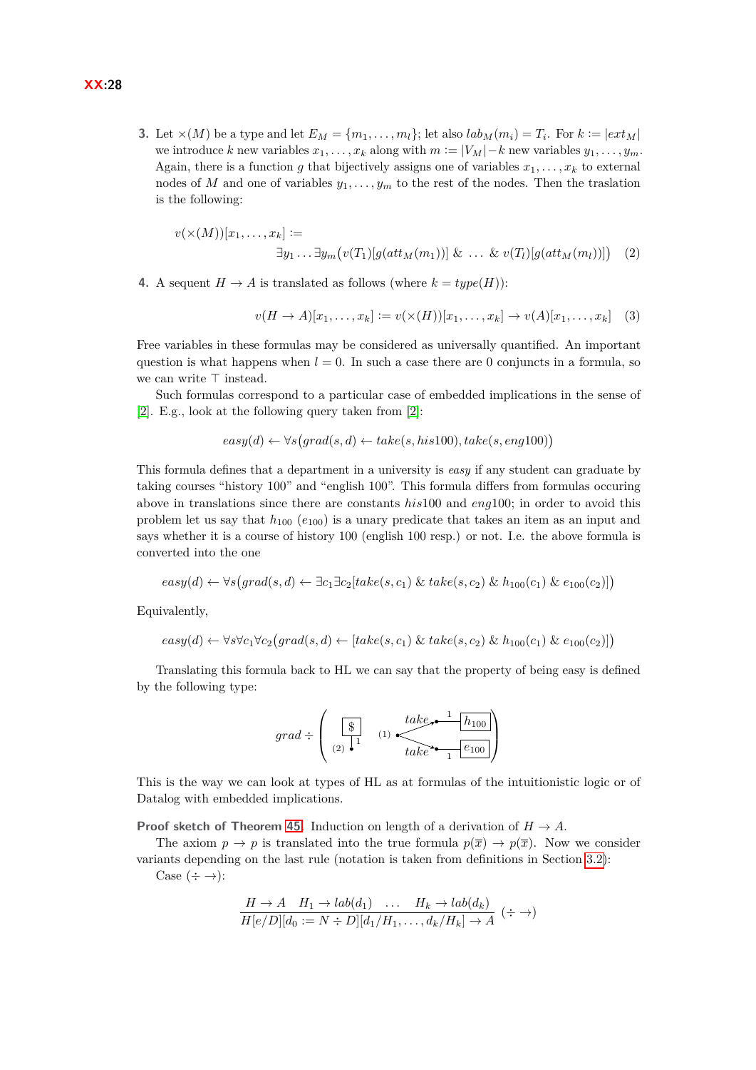3. Let $\times(M)$ be a type and let $E_M = \{m_1, \dots, m_l\}$; let also $lab_M(m_i) = T_i$. For $k := |ext_M|$ we introduce $k$ new variables $x_1, \dots, x_k$ along with $m := |V_M| - k$ new variables $y_1, \dots, y_m$. Again, there is a function $g$ that bijectively assigns one of variables $x_1, \dots, x_k$ to external nodes of $M$ and one of variables $y_1, \dots, y_m$ to the rest of the nodes. Then the traslation is the following:

$$v(\times(M))[x_1, \dots, x_k] := \exists y_1 \dots \exists y_m \big(v(T_1)[g(att_M(m_1))] \;\&\; \dots \;\&\; v(T_l)[g(att_M(m_l))]\big) \quad (2)$$

4. A sequent $H \to A$ is translated as follows (where $k = type(H)$):

$$v(H \to A)[x_1, \dots, x_k] := v(\times(H))[x_1, \dots, x_k] \to v(A)[x_1, \dots, x_k] \quad (3)$$

Free variables in these formulas may be considered as universally quantified. An important question is what happens when $l = 0$. In such a case there are 0 conjuncts in a formula, so we can write $\top$ instead.

Such formulas correspond to a particular case of embedded implications in the sense of [2]. E.g., look at the following query taken from [2]:

$$easy(d) \leftarrow \forall s\big(grad(s, d) \leftarrow take(s, his100), take(s, eng100)\big)$$

This formula defines that a department in a university is *easy* if any student can graduate by taking courses "history 100" and "english 100". This formula differs from formulas occuring above in translations since there are constants $his100$ and $eng100$; in order to avoid this problem let us say that $h_{100}$ ($e_{100}$) is a unary predicate that takes an item as an input and says whether it is a course of history 100 (english 100 resp.) or not. I.e. the above formula is converted into the one

$$easy(d) \leftarrow \forall s\big(grad(s, d) \leftarrow \exists c_1 \exists c_2[take(s, c_1) \;\&\; take(s, c_2) \;\&\; h_{100}(c_1) \;\&\; e_{100}(c_2)]\big)$$

Equivalently,

$$easy(d) \leftarrow \forall s \forall c_1 \forall c_2\big(grad(s, d) \leftarrow [take(s, c_1) \;\&\; take(s, c_2) \;\&\; h_{100}(c_1) \;\&\; e_{100}(c_2)]\big)$$

Translating this formula back to HL we can say that the property of being easy is defined by the following type:

$grad \div$ ( [\$ with node (2), tentacle 1] ; node (1) with two $take$ edges to nodes attached (tentacle 1) to $h_{100}$ and $e_{100}$ )

This is the way we can look at types of HL as at formulas of the intuitionistic logic or of Datalog with embedded implications.

**Proof sketch of Theorem 45.** Induction on length of a derivation of $H \to A$.

The axiom $p \to p$ is translated into the true formula $p(\overline{x}) \to p(\overline{x})$. Now we consider variants depending on the last rule (notation is taken from definitions in Section 3.2):

Case $(\div \to)$:

$$\frac{H \to A \quad H_1 \to lab(d_1) \quad \dots \quad H_k \to lab(d_k)}{H[e/D][d_0 := N \div D][d_1/H_1, \dots, d_k/H_k] \to A} \; (\div \to)$$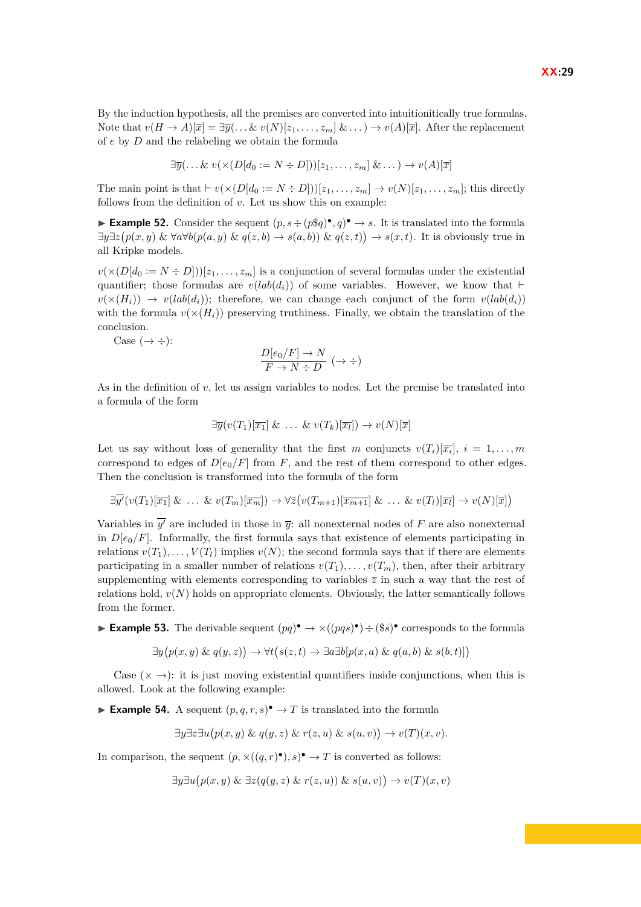By the induction hypothesis, all the premises are converted into intuitionitically true formulas. Note that $v(H \to A)[\overline{x}] = \exists \overline{y}(\ldots \,\&\, v(N)[z_1,\ldots,z_m] \,\&\, \ldots) \to v(A)[\overline{x}]$. After the replacement of $e$ by $D$ and the relabeling we obtain the formula

$$\exists \overline{y}(\ldots \,\&\, v(\times(D[d_0 := N \div D]))[z_1,\ldots,z_m] \,\&\, \ldots) \to v(A)[\overline{x}]$$

The main point is that $\vdash v(\times(D[d_0 := N \div D]))[z_1,\ldots,z_m] \to v(N)[z_1,\ldots,z_m]$; this directly follows from the definition of $v$. Let us show this on example:

► **Example 52.** Consider the sequent $(p, s \div (p\$q)^\bullet, q)^\bullet \to s$. It is translated into the formula $\exists y \exists z \big(p(x,y) \,\&\, \forall a \forall b (p(a,y) \,\&\, q(z,b) \to s(a,b)) \,\&\, q(z,t)\big) \to s(x,t)$. It is obviously true in all Kripke models.

$v(\times(D[d_0 := N \div D]))[z_1,\ldots,z_m]$ is a conjunction of several formulas under the existential quantifier; those formulas are $v(lab(d_i))$ of some variables. However, we know that $\vdash v(\times(H_i)) \to v(lab(d_i))$; therefore, we can change each conjunct of the form $v(lab(d_i))$ with the formula $v(\times(H_i))$ preserving truthiness. Finally, we obtain the translation of the conclusion.

Case $(\to \div)$:

$$\frac{D[e_0/F] \to N}{F \to N \div D}\;(\to \div)$$

As in the definition of $v$, let us assign variables to nodes. Let the premise be translated into a formula of the form

$$\exists \overline{y}(v(T_1)[\overline{x_1}] \,\&\, \ldots \,\&\, v(T_k)[\overline{x_l}]) \to v(N)[\overline{x}]$$

Let us say without loss of generality that the first $m$ conjuncts $v(T_i)[\overline{x_i}]$, $i = 1,\ldots,m$ correspond to edges of $D[e_0/F]$ from $F$, and the rest of them correspond to other edges. Then the conclusion is transformed into the formula of the form

$$\exists \overline{y'}(v(T_1)[\overline{x_1}] \,\&\, \ldots \,\&\, v(T_m)[\overline{x_m}]) \to \forall \overline{z}\big(v(T_{m+1})[\overline{x_{m+1}}] \,\&\, \ldots \,\&\, v(T_l)[\overline{x_l}] \to v(N)[\overline{x}]\big)$$

Variables in $\overline{y'}$ are included in those in $\overline{y}$: all nonexternal nodes of $F$ are also nonexternal in $D[e_0/F]$. Informally, the first formula says that existence of elements participating in relations $v(T_1),\ldots,V(T_l)$ implies $v(N)$; the second formula says that if there are elements participating in a smaller number of relations $v(T_1),\ldots,v(T_m)$, then, after their arbitrary supplementing with elements corresponding to variables $\overline{z}$ in such a way that the rest of relations hold, $v(N)$ holds on appropriate elements. Obviously, the latter semantically follows from the former.

► **Example 53.** The derivable sequent $(pq)^\bullet \to \times((pqs)^\bullet) \div (\$s)^\bullet$ corresponds to the formula

$$\exists y\big(p(x,y) \,\&\, q(y,z)\big) \to \forall t\big(s(z,t) \to \exists a \exists b[p(x,a) \,\&\, q(a,b) \,\&\, s(b,t)]\big)$$

Case $(\times \to)$: it is just moving existential quantifiers inside conjunctions, when this is allowed. Look at the following example:

► **Example 54.** A sequent $(p,q,r,s)^\bullet \to T$ is translated into the formula

$$\exists y \exists z \exists u\big(p(x,y) \,\&\, q(y,z) \,\&\, r(z,u) \,\&\, s(u,v)\big) \to v(T)(x,v).$$

In comparison, the sequent $(p, \times((q,r)^\bullet), s)^\bullet \to T$ is converted as follows:

$$\exists y \exists u\big(p(x,y) \,\&\, \exists z(q(y,z) \,\&\, r(z,u)) \,\&\, s(u,v)\big) \to v(T)(x,v)$$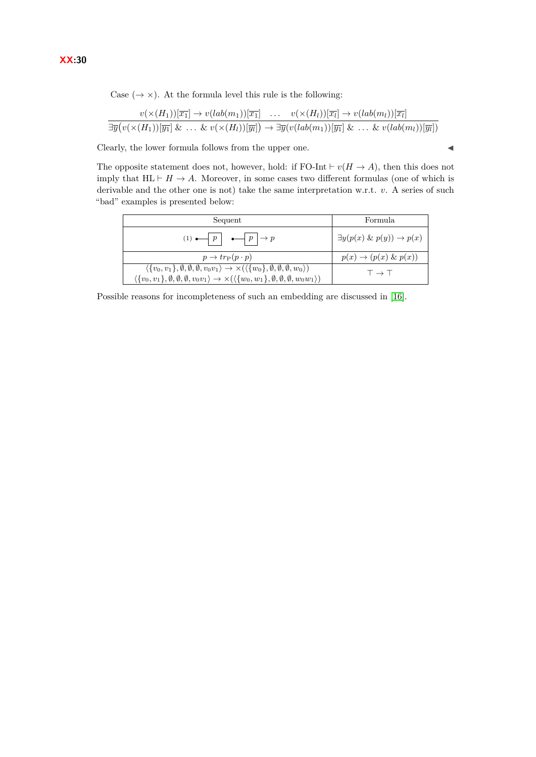Case $(\to \times)$. At the formula level this rule is the following:

$$\frac{v(\times(H_1))[\overline{x_1}] \to v(lab(m_1))[\overline{x_1}] \quad \ldots \quad v(\times(H_l))[\overline{x_l}] \to v(lab(m_l))[\overline{x_l}]}{\exists \overline{y}\big(v(\times(H_1))[\overline{y_1}] \;\&\; \ldots \;\&\; v(\times(H_l))[\overline{y_l}]\big) \to \exists \overline{y}(v(lab(m_1))[\overline{y_1}] \;\&\; \ldots \;\&\; v(lab(m_l))[\overline{y_l}])}$$

Clearly, the lower formula follows from the upper one. ◀

The opposite statement does not, however, hold: if FO-Int $\vdash v(H \to A)$, then this does not imply that HL $\vdash H \to A$. Moreover, in some cases two different formulas (one of which is derivable and the other one is not) take the same interpretation w.r.t. $v$. A series of such "bad" examples is presented below:

| Sequent | Formula |
|---|---|
| (1) •—[$p$]  •—[$p$] $\to p$ | $\exists y(p(x) \;\&\; p(y)) \to p(x)$ |
| $p \to tr_{\mathrm{P}}(p \cdot p)$ | $p(x) \to (p(x) \;\&\; p(x))$ |
| $\langle \{v_0, v_1\}, \emptyset, \emptyset, \emptyset, v_0v_1\rangle \to \times(\langle \{w_0\}, \emptyset, \emptyset, \emptyset, w_0\rangle)$<br>$\langle \{v_0, v_1\}, \emptyset, \emptyset, \emptyset, v_0v_1\rangle \to \times(\langle \{w_0, w_1\}, \emptyset, \emptyset, \emptyset, w_0w_1\rangle)$ | $\top \to \top$ |

Possible reasons for incompleteness of such an embedding are discussed in [16].